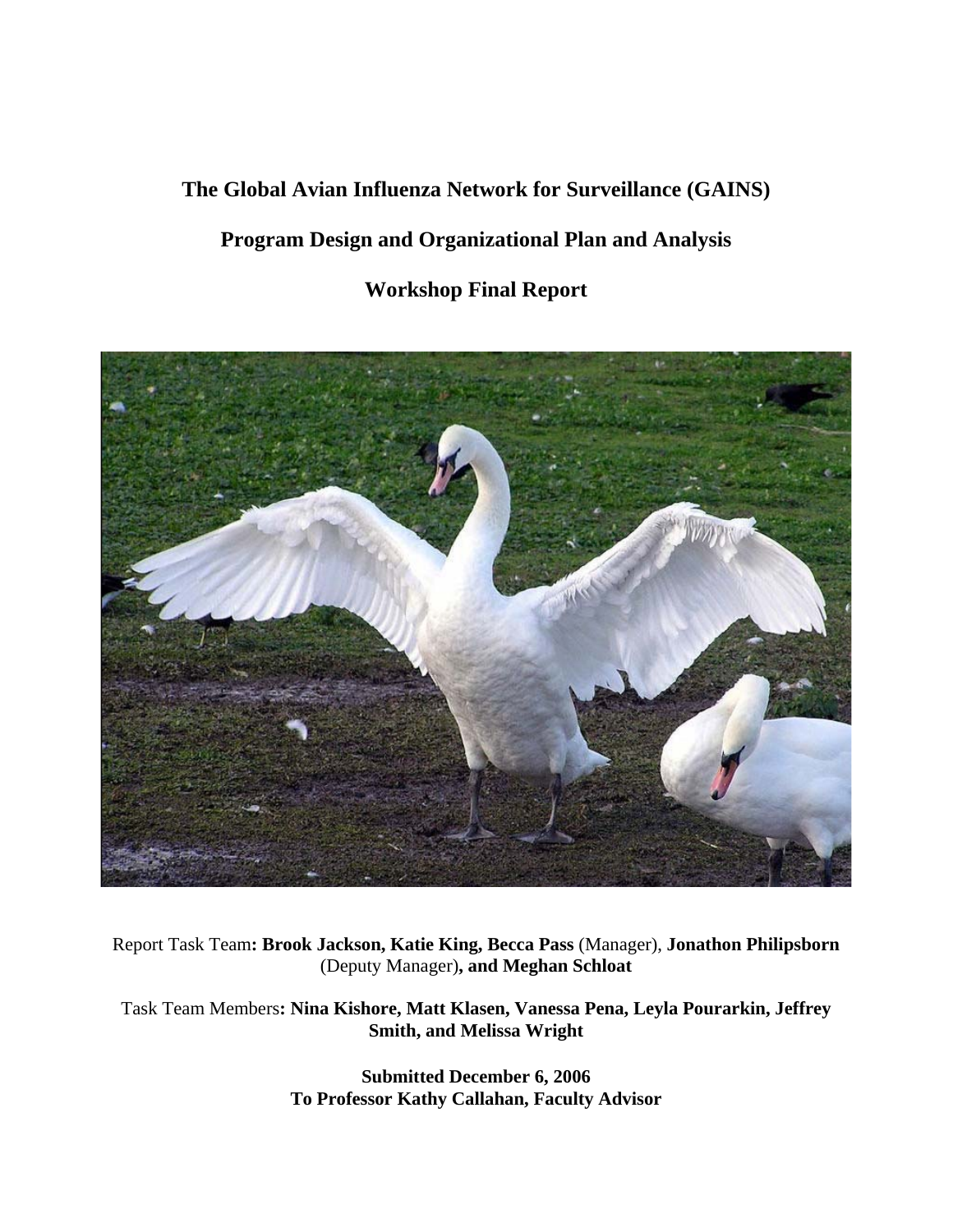# The Global Avian Influenza Network for Surveillance (GAINS)

# Program Design and Organizational Plan and Analysis

# Workshop Final Report

Report Task Team**: Brook Jackson, Katie King, Becca Pass** (Manager), **Jonathon Philipsborn** (Deputy Manager)**, and Meghan Schloat**

Task Team Members**: Nina Kishore, Matt Klasen, Vanessa Pena, Leyla Pourarkin, Jeffrey Smith, and Melissa Wright**

**Submitted December 6, 2006**
**To Professor Kathy Callahan, Faculty Advisor**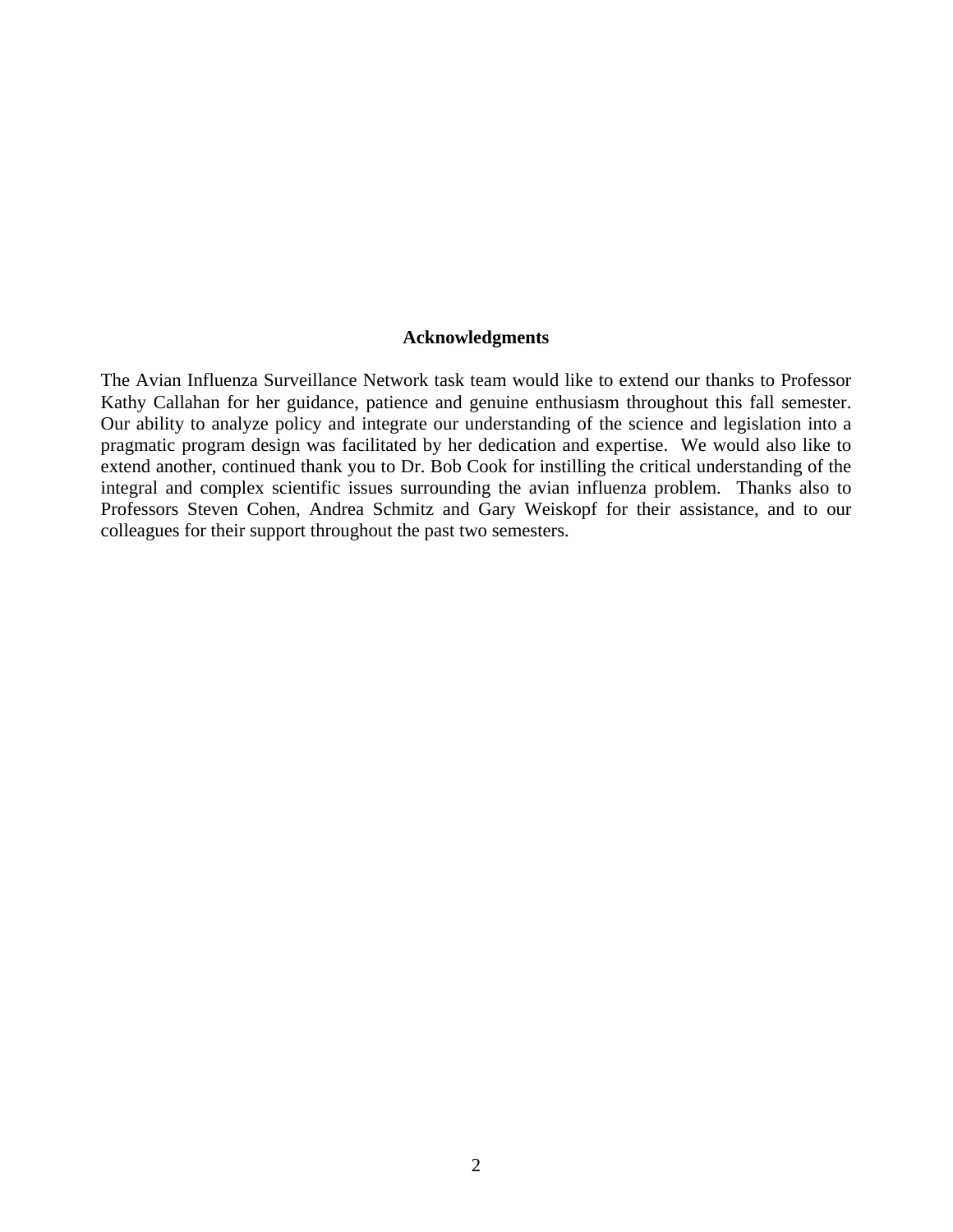## Acknowledgments

The Avian Influenza Surveillance Network task team would like to extend our thanks to Professor Kathy Callahan for her guidance, patience and genuine enthusiasm throughout this fall semester. Our ability to analyze policy and integrate our understanding of the science and legislation into a pragmatic program design was facilitated by her dedication and expertise. We would also like to extend another, continued thank you to Dr. Bob Cook for instilling the critical understanding of the integral and complex scientific issues surrounding the avian influenza problem. Thanks also to Professors Steven Cohen, Andrea Schmitz and Gary Weiskopf for their assistance, and to our colleagues for their support throughout the past two semesters.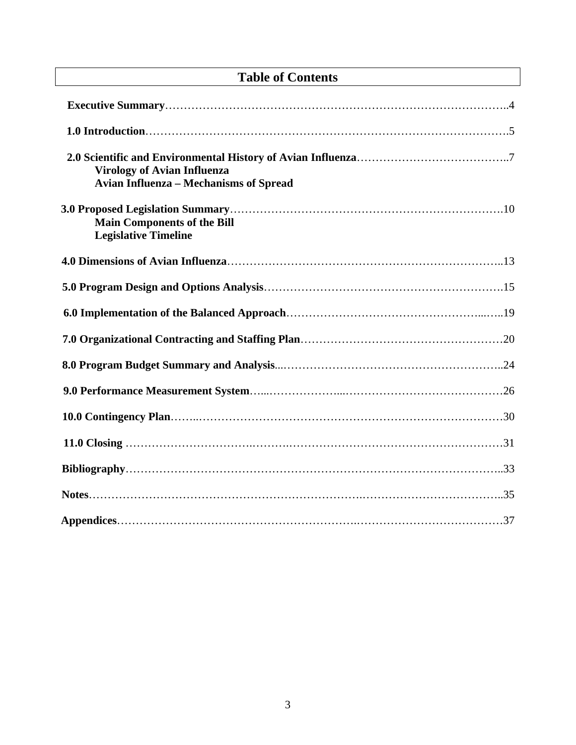## Table of Contents

**Executive Summary**……………………………………………………………………………..4

**1.0 Introduction**…………………………………………………………………………………….5

**2.0 Scientific and Environmental History of Avian Influenza**…………………………………..7
- **Virology of Avian Influenza**
- **Avian Influenza – Mechanisms of Spread**

**3.0 Proposed Legislation Summary**……………………………………………………………….10
- **Main Components of the Bill**
- **Legislative Timeline**

**4.0 Dimensions of Avian Influenza**………………………………………………………………..13

**5.0 Program Design and Options Analysis**……………………………………………………….15

**6.0 Implementation of the Balanced Approach**…………………………………………...…..19

**7.0 Organizational Contracting and Staffing Plan**………………………………………………20

**8.0 Program Budget Summary and Analysis**...………………………………………………….24

**9.0 Performance Measurement System**…...………………...……………………………………26

**10.0 Contingency Plan**……..………………………………………………………………………30

**11.0 Closing** …………………………..………..…………………………………………………31

**Bibliography**…………………………………………………………………………………………..33

**Notes**……………………………………………………………….………………………………..35

**Appendices**…………………………………………………..…………………………………37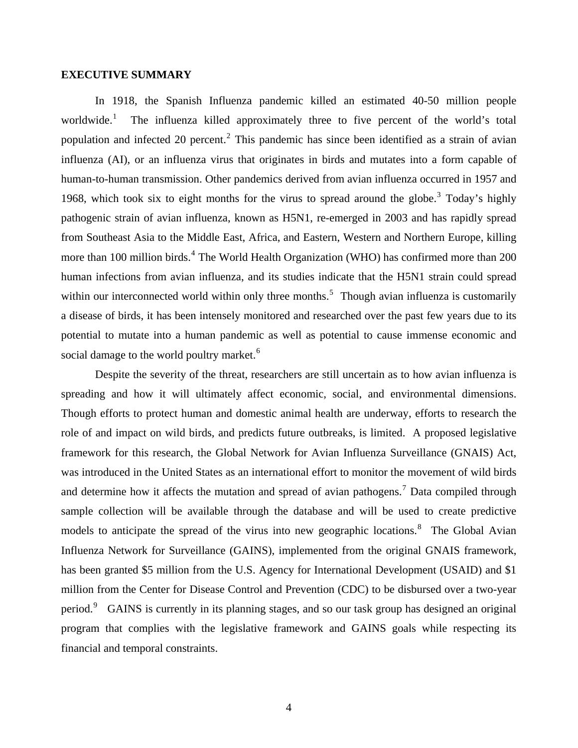**EXECUTIVE SUMMARY**

In 1918, the Spanish Influenza pandemic killed an estimated 40-50 million people worldwide.[1] The influenza killed approximately three to five percent of the world's total population and infected 20 percent.[2] This pandemic has since been identified as a strain of avian influenza (AI), or an influenza virus that originates in birds and mutates into a form capable of human-to-human transmission. Other pandemics derived from avian influenza occurred in 1957 and 1968, which took six to eight months for the virus to spread around the globe.[3] Today's highly pathogenic strain of avian influenza, known as H5N1, re-emerged in 2003 and has rapidly spread from Southeast Asia to the Middle East, Africa, and Eastern, Western and Northern Europe, killing more than 100 million birds.[4] The World Health Organization (WHO) has confirmed more than 200 human infections from avian influenza, and its studies indicate that the H5N1 strain could spread within our interconnected world within only three months.[5] Though avian influenza is customarily a disease of birds, it has been intensely monitored and researched over the past few years due to its potential to mutate into a human pandemic as well as potential to cause immense economic and social damage to the world poultry market.[6]

Despite the severity of the threat, researchers are still uncertain as to how avian influenza is spreading and how it will ultimately affect economic, social, and environmental dimensions. Though efforts to protect human and domestic animal health are underway, efforts to research the role of and impact on wild birds, and predicts future outbreaks, is limited. A proposed legislative framework for this research, the Global Network for Avian Influenza Surveillance (GNAIS) Act, was introduced in the United States as an international effort to monitor the movement of wild birds and determine how it affects the mutation and spread of avian pathogens.[7] Data compiled through sample collection will be available through the database and will be used to create predictive models to anticipate the spread of the virus into new geographic locations.[8] The Global Avian Influenza Network for Surveillance (GAINS), implemented from the original GNAIS framework, has been granted \$5 million from the U.S. Agency for International Development (USAID) and \$1 million from the Center for Disease Control and Prevention (CDC) to be disbursed over a two-year period.[9] GAINS is currently in its planning stages, and so our task group has designed an original program that complies with the legislative framework and GAINS goals while respecting its financial and temporal constraints.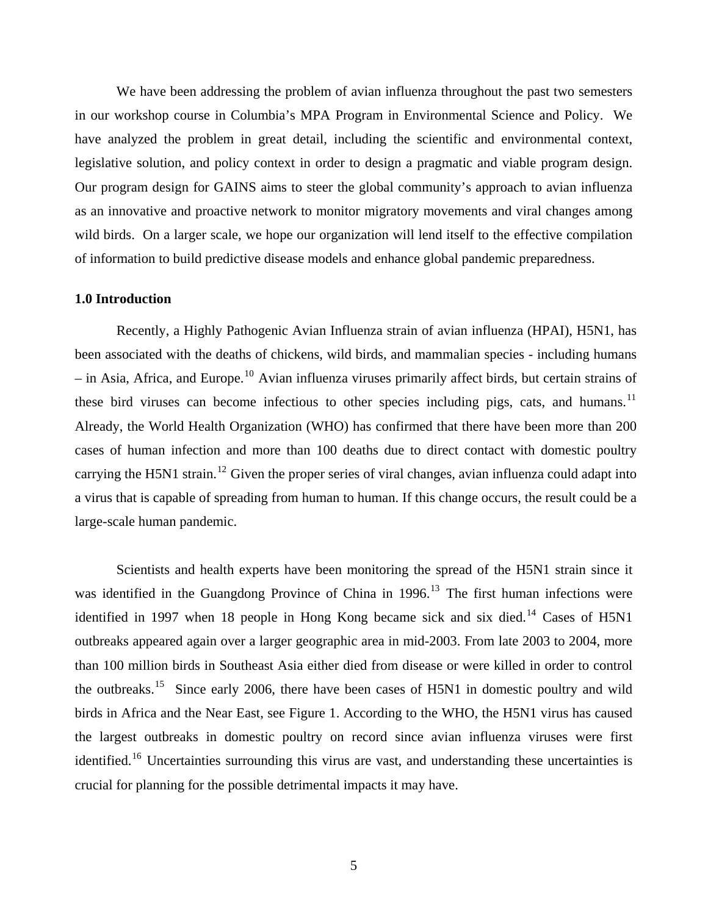We have been addressing the problem of avian influenza throughout the past two semesters in our workshop course in Columbia's MPA Program in Environmental Science and Policy. We have analyzed the problem in great detail, including the scientific and environmental context, legislative solution, and policy context in order to design a pragmatic and viable program design. Our program design for GAINS aims to steer the global community's approach to avian influenza as an innovative and proactive network to monitor migratory movements and viral changes among wild birds. On a larger scale, we hope our organization will lend itself to the effective compilation of information to build predictive disease models and enhance global pandemic preparedness.

## 1.0 Introduction

Recently, a Highly Pathogenic Avian Influenza strain of avian influenza (HPAI), H5N1, has been associated with the deaths of chickens, wild birds, and mammalian species - including humans – in Asia, Africa, and Europe.[10] Avian influenza viruses primarily affect birds, but certain strains of these bird viruses can become infectious to other species including pigs, cats, and humans.[11] Already, the World Health Organization (WHO) has confirmed that there have been more than 200 cases of human infection and more than 100 deaths due to direct contact with domestic poultry carrying the H5N1 strain.[12] Given the proper series of viral changes, avian influenza could adapt into a virus that is capable of spreading from human to human. If this change occurs, the result could be a large-scale human pandemic.

Scientists and health experts have been monitoring the spread of the H5N1 strain since it was identified in the Guangdong Province of China in 1996.[13] The first human infections were identified in 1997 when 18 people in Hong Kong became sick and six died.[14] Cases of H5N1 outbreaks appeared again over a larger geographic area in mid-2003. From late 2003 to 2004, more than 100 million birds in Southeast Asia either died from disease or were killed in order to control the outbreaks.[15] Since early 2006, there have been cases of H5N1 in domestic poultry and wild birds in Africa and the Near East, see Figure 1. According to the WHO, the H5N1 virus has caused the largest outbreaks in domestic poultry on record since avian influenza viruses were first identified.[16] Uncertainties surrounding this virus are vast, and understanding these uncertainties is crucial for planning for the possible detrimental impacts it may have.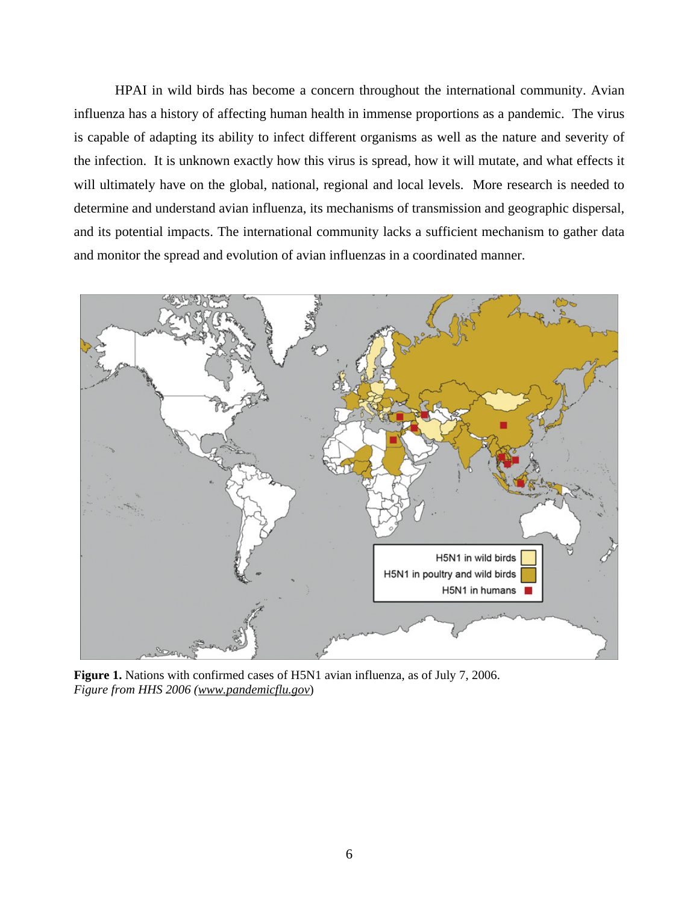HPAI in wild birds has become a concern throughout the international community. Avian influenza has a history of affecting human health in immense proportions as a pandemic. The virus is capable of adapting its ability to infect different organisms as well as the nature and severity of the infection. It is unknown exactly how this virus is spread, how it will mutate, and what effects it will ultimately have on the global, national, regional and local levels. More research is needed to determine and understand avian influenza, its mechanisms of transmission and geographic dispersal, and its potential impacts. The international community lacks a sufficient mechanism to gather data and monitor the spread and evolution of avian influenzas in a coordinated manner.

**Figure 1.** Nations with confirmed cases of H5N1 avian influenza, as of July 7, 2006.
*Figure from HHS 2006 (www.pandemicflu.gov)*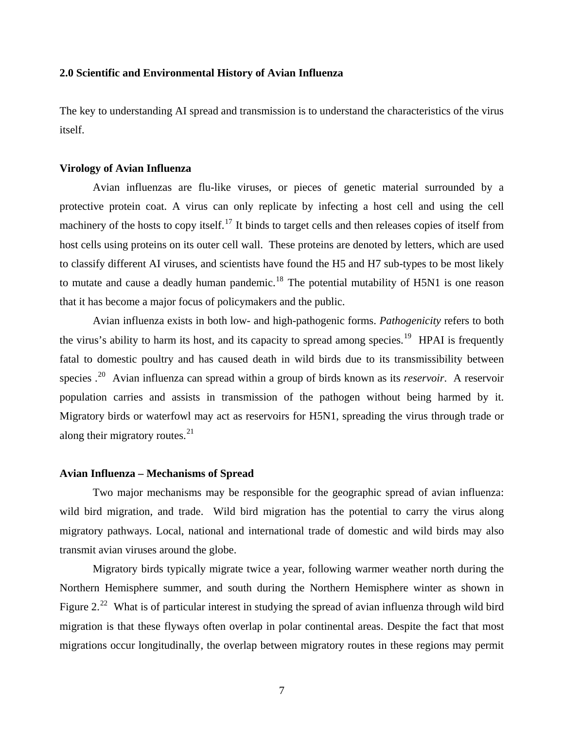## 2.0 Scientific and Environmental History of Avian Influenza

The key to understanding AI spread and transmission is to understand the characteristics of the virus itself.

### Virology of Avian Influenza

Avian influenzas are flu-like viruses, or pieces of genetic material surrounded by a protective protein coat. A virus can only replicate by infecting a host cell and using the cell machinery of the hosts to copy itself.[17] It binds to target cells and then releases copies of itself from host cells using proteins on its outer cell wall. These proteins are denoted by letters, which are used to classify different AI viruses, and scientists have found the H5 and H7 sub-types to be most likely to mutate and cause a deadly human pandemic.[18] The potential mutability of H5N1 is one reason that it has become a major focus of policymakers and the public.

Avian influenza exists in both low- and high-pathogenic forms. *Pathogenicity* refers to both the virus's ability to harm its host, and its capacity to spread among species.[19] HPAI is frequently fatal to domestic poultry and has caused death in wild birds due to its transmissibility between species .[20] Avian influenza can spread within a group of birds known as its *reservoir*. A reservoir population carries and assists in transmission of the pathogen without being harmed by it. Migratory birds or waterfowl may act as reservoirs for H5N1, spreading the virus through trade or along their migratory routes.[21]

### Avian Influenza – Mechanisms of Spread

Two major mechanisms may be responsible for the geographic spread of avian influenza: wild bird migration, and trade. Wild bird migration has the potential to carry the virus along migratory pathways. Local, national and international trade of domestic and wild birds may also transmit avian viruses around the globe.

Migratory birds typically migrate twice a year, following warmer weather north during the Northern Hemisphere summer, and south during the Northern Hemisphere winter as shown in Figure 2.[22] What is of particular interest in studying the spread of avian influenza through wild bird migration is that these flyways often overlap in polar continental areas. Despite the fact that most migrations occur longitudinally, the overlap between migratory routes in these regions may permit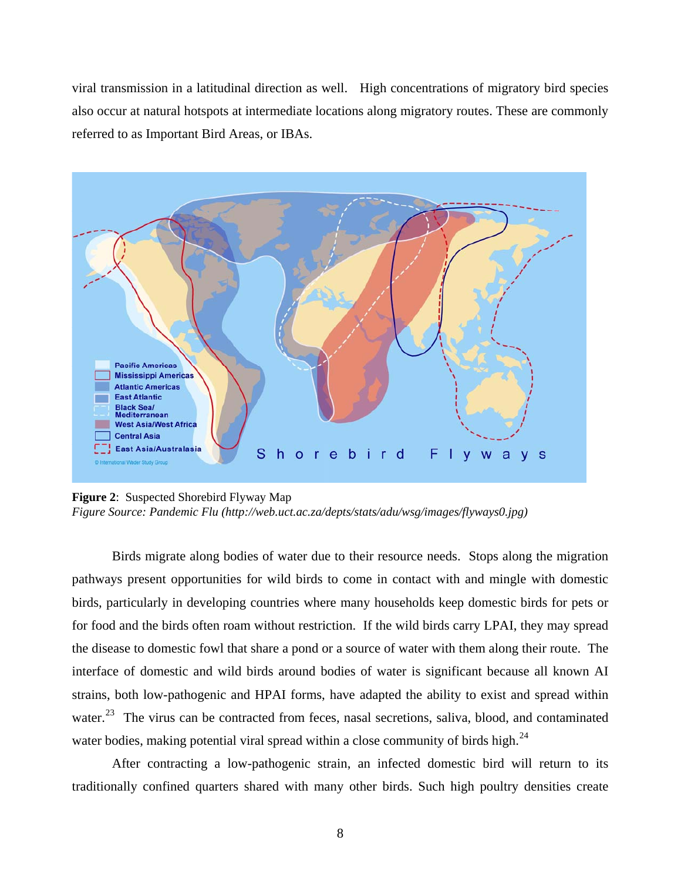viral transmission in a latitudinal direction as well. High concentrations of migratory bird species also occur at natural hotspots at intermediate locations along migratory routes. These are commonly referred to as Important Bird Areas, or IBAs.

**Figure 2**: Suspected Shorebird Flyway Map
*Figure Source: Pandemic Flu (http://web.uct.ac.za/depts/stats/adu/wsg/images/flyways0.jpg)*

Birds migrate along bodies of water due to their resource needs. Stops along the migration pathways present opportunities for wild birds to come in contact with and mingle with domestic birds, particularly in developing countries where many households keep domestic birds for pets or for food and the birds often roam without restriction. If the wild birds carry LPAI, they may spread the disease to domestic fowl that share a pond or a source of water with them along their route. The interface of domestic and wild birds around bodies of water is significant because all known AI strains, both low-pathogenic and HPAI forms, have adapted the ability to exist and spread within water.[23] The virus can be contracted from feces, nasal secretions, saliva, blood, and contaminated water bodies, making potential viral spread within a close community of birds high.[24]

After contracting a low-pathogenic strain, an infected domestic bird will return to its traditionally confined quarters shared with many other birds. Such high poultry densities create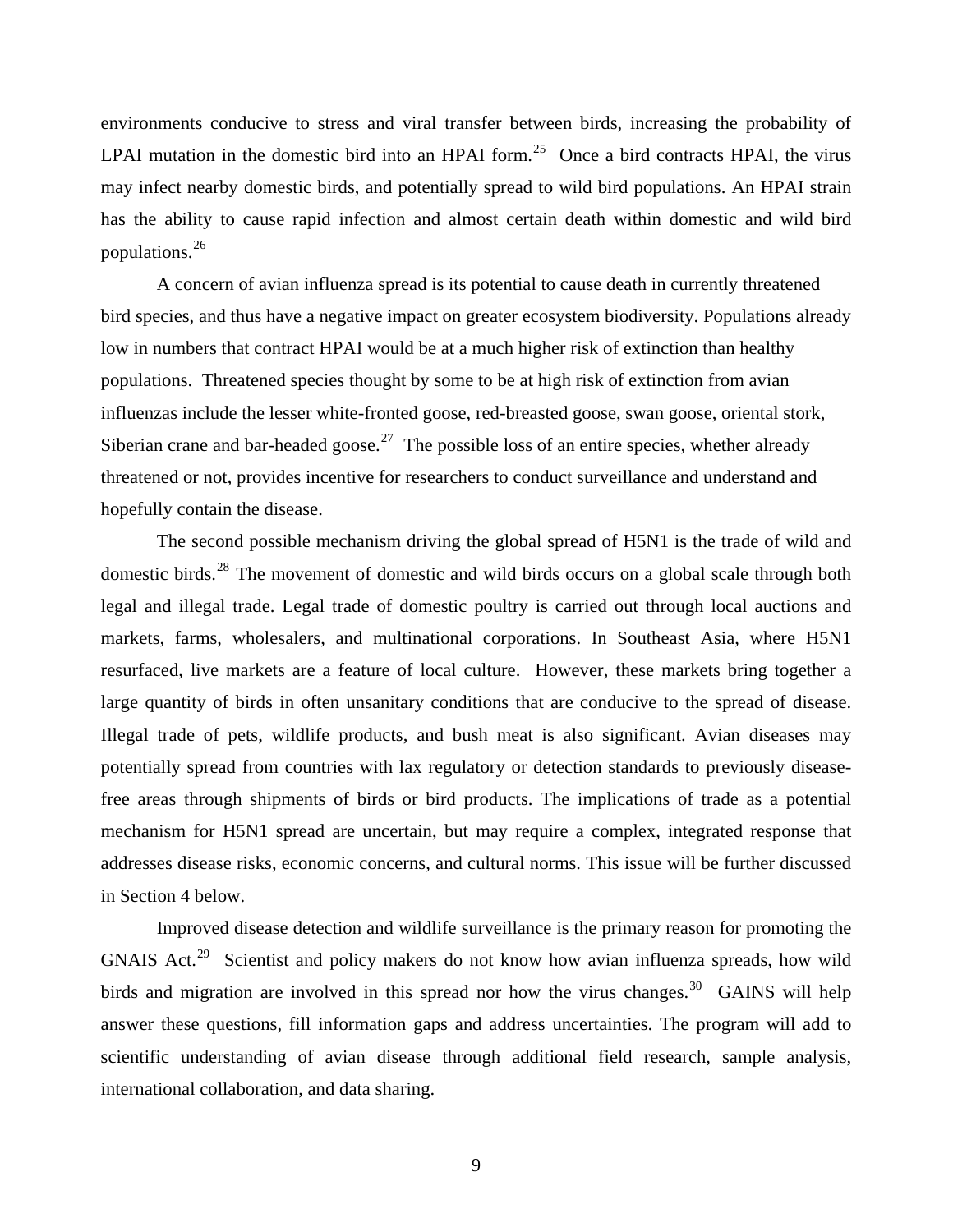environments conducive to stress and viral transfer between birds, increasing the probability of LPAI mutation in the domestic bird into an HPAI form.[25] Once a bird contracts HPAI, the virus may infect nearby domestic birds, and potentially spread to wild bird populations. An HPAI strain has the ability to cause rapid infection and almost certain death within domestic and wild bird populations.[26]

A concern of avian influenza spread is its potential to cause death in currently threatened bird species, and thus have a negative impact on greater ecosystem biodiversity. Populations already low in numbers that contract HPAI would be at a much higher risk of extinction than healthy populations. Threatened species thought by some to be at high risk of extinction from avian influenzas include the lesser white-fronted goose, red-breasted goose, swan goose, oriental stork, Siberian crane and bar-headed goose.[27] The possible loss of an entire species, whether already threatened or not, provides incentive for researchers to conduct surveillance and understand and hopefully contain the disease.

The second possible mechanism driving the global spread of H5N1 is the trade of wild and domestic birds.[28] The movement of domestic and wild birds occurs on a global scale through both legal and illegal trade. Legal trade of domestic poultry is carried out through local auctions and markets, farms, wholesalers, and multinational corporations. In Southeast Asia, where H5N1 resurfaced, live markets are a feature of local culture. However, these markets bring together a large quantity of birds in often unsanitary conditions that are conducive to the spread of disease. Illegal trade of pets, wildlife products, and bush meat is also significant. Avian diseases may potentially spread from countries with lax regulatory or detection standards to previously disease-free areas through shipments of birds or bird products. The implications of trade as a potential mechanism for H5N1 spread are uncertain, but may require a complex, integrated response that addresses disease risks, economic concerns, and cultural norms. This issue will be further discussed in Section 4 below.

Improved disease detection and wildlife surveillance is the primary reason for promoting the GNAIS Act.[29] Scientist and policy makers do not know how avian influenza spreads, how wild birds and migration are involved in this spread nor how the virus changes.[30] GAINS will help answer these questions, fill information gaps and address uncertainties. The program will add to scientific understanding of avian disease through additional field research, sample analysis, international collaboration, and data sharing.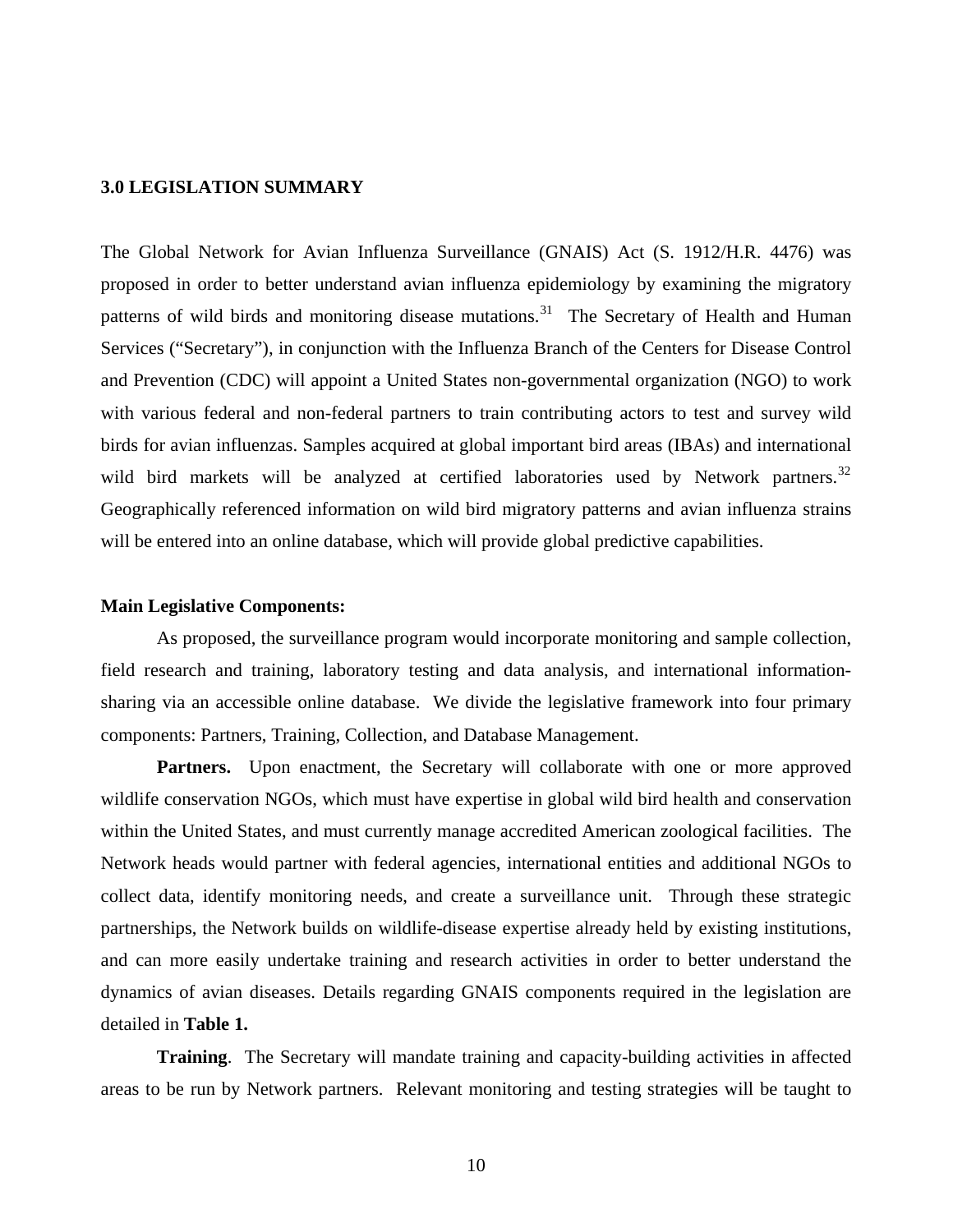## 3.0 LEGISLATION SUMMARY

The Global Network for Avian Influenza Surveillance (GNAIS) Act (S. 1912/H.R. 4476) was proposed in order to better understand avian influenza epidemiology by examining the migratory patterns of wild birds and monitoring disease mutations.[31] The Secretary of Health and Human Services ("Secretary"), in conjunction with the Influenza Branch of the Centers for Disease Control and Prevention (CDC) will appoint a United States non-governmental organization (NGO) to work with various federal and non-federal partners to train contributing actors to test and survey wild birds for avian influenzas. Samples acquired at global important bird areas (IBAs) and international wild bird markets will be analyzed at certified laboratories used by Network partners.[32] Geographically referenced information on wild bird migratory patterns and avian influenza strains will be entered into an online database, which will provide global predictive capabilities.

**Main Legislative Components:**

As proposed, the surveillance program would incorporate monitoring and sample collection, field research and training, laboratory testing and data analysis, and international information-sharing via an accessible online database. We divide the legislative framework into four primary components: Partners, Training, Collection, and Database Management.

**Partners.** Upon enactment, the Secretary will collaborate with one or more approved wildlife conservation NGOs, which must have expertise in global wild bird health and conservation within the United States, and must currently manage accredited American zoological facilities. The Network heads would partner with federal agencies, international entities and additional NGOs to collect data, identify monitoring needs, and create a surveillance unit. Through these strategic partnerships, the Network builds on wildlife-disease expertise already held by existing institutions, and can more easily undertake training and research activities in order to better understand the dynamics of avian diseases. Details regarding GNAIS components required in the legislation are detailed in **Table 1.**

**Training**. The Secretary will mandate training and capacity-building activities in affected areas to be run by Network partners. Relevant monitoring and testing strategies will be taught to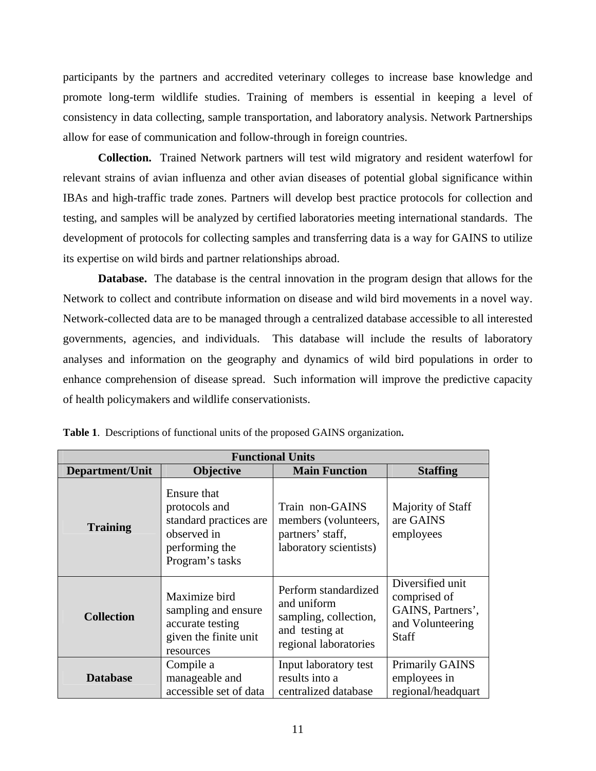participants by the partners and accredited veterinary colleges to increase base knowledge and promote long-term wildlife studies. Training of members is essential in keeping a level of consistency in data collecting, sample transportation, and laboratory analysis. Network Partnerships allow for ease of communication and follow-through in foreign countries.

**Collection.** Trained Network partners will test wild migratory and resident waterfowl for relevant strains of avian influenza and other avian diseases of potential global significance within IBAs and high-traffic trade zones. Partners will develop best practice protocols for collection and testing, and samples will be analyzed by certified laboratories meeting international standards. The development of protocols for collecting samples and transferring data is a way for GAINS to utilize its expertise on wild birds and partner relationships abroad.

**Database.** The database is the central innovation in the program design that allows for the Network to collect and contribute information on disease and wild bird movements in a novel way. Network-collected data are to be managed through a centralized database accessible to all interested governments, agencies, and individuals. This database will include the results of laboratory analyses and information on the geography and dynamics of wild bird populations in order to enhance comprehension of disease spread. Such information will improve the predictive capacity of health policymakers and wildlife conservationists.

**Table 1**. Descriptions of functional units of the proposed GAINS organization**.**

| Functional Units | | | |
|---|---|---|---|
| **Department/Unit** | **Objective** | **Main Function** | **Staffing** |
| **Training** | Ensure that protocols and standard practices are observed in performing the Program's tasks | Train non-GAINS members (volunteers, partners' staff, laboratory scientists) | Majority of Staff are GAINS employees |
| **Collection** | Maximize bird sampling and ensure accurate testing given the finite unit resources | Perform standardized and uniform sampling, collection, and testing at regional laboratories | Diversified unit comprised of GAINS, Partners', and Volunteering Staff |
| **Database** | Compile a manageable and accessible set of data | Input laboratory test results into a centralized database | Primarily GAINS employees in regional/headquart |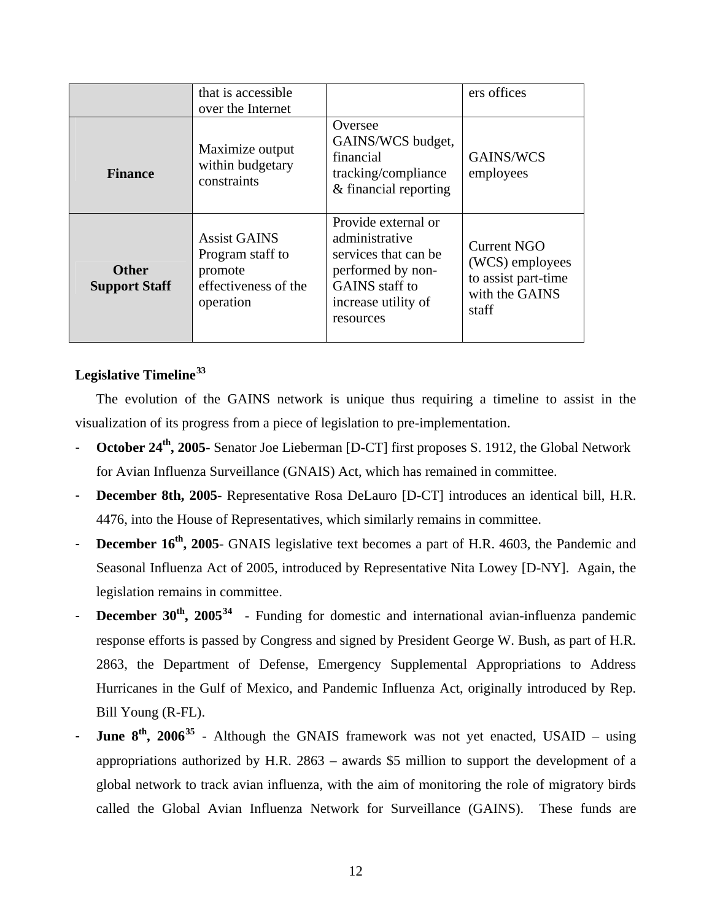| | | | |
|---|---|---|---|
| | that is accessible over the Internet | | ers offices |
| **Finance** | Maximize output within budgetary constraints | Oversee GAINS/WCS budget, financial tracking/compliance & financial reporting | GAINS/WCS employees |
| **Other Support Staff** | Assist GAINS Program staff to promote effectiveness of the operation | Provide external or administrative services that can be performed by non-GAINS staff to increase utility of resources | Current NGO (WCS) employees to assist part-time with the GAINS staff |

**Legislative Timeline[33]**

The evolution of the GAINS network is unique thus requiring a timeline to assist in the visualization of its progress from a piece of legislation to pre-implementation.

- **October 24th, 2005**- Senator Joe Lieberman [D-CT] first proposes S. 1912, the Global Network for Avian Influenza Surveillance (GNAIS) Act, which has remained in committee.
- **December 8th, 2005**- Representative Rosa DeLauro [D-CT] introduces an identical bill, H.R. 4476, into the House of Representatives, which similarly remains in committee.
- **December 16th, 2005**- GNAIS legislative text becomes a part of H.R. 4603, the Pandemic and Seasonal Influenza Act of 2005, introduced by Representative Nita Lowey [D-NY]. Again, the legislation remains in committee.
- **December 30th, 2005[34]** - Funding for domestic and international avian-influenza pandemic response efforts is passed by Congress and signed by President George W. Bush, as part of H.R. 2863, the Department of Defense, Emergency Supplemental Appropriations to Address Hurricanes in the Gulf of Mexico, and Pandemic Influenza Act, originally introduced by Rep. Bill Young (R-FL).
- **June 8th, 2006[35]** - Although the GNAIS framework was not yet enacted, USAID – using appropriations authorized by H.R. 2863 – awards $5 million to support the development of a global network to track avian influenza, with the aim of monitoring the role of migratory birds called the Global Avian Influenza Network for Surveillance (GAINS). These funds are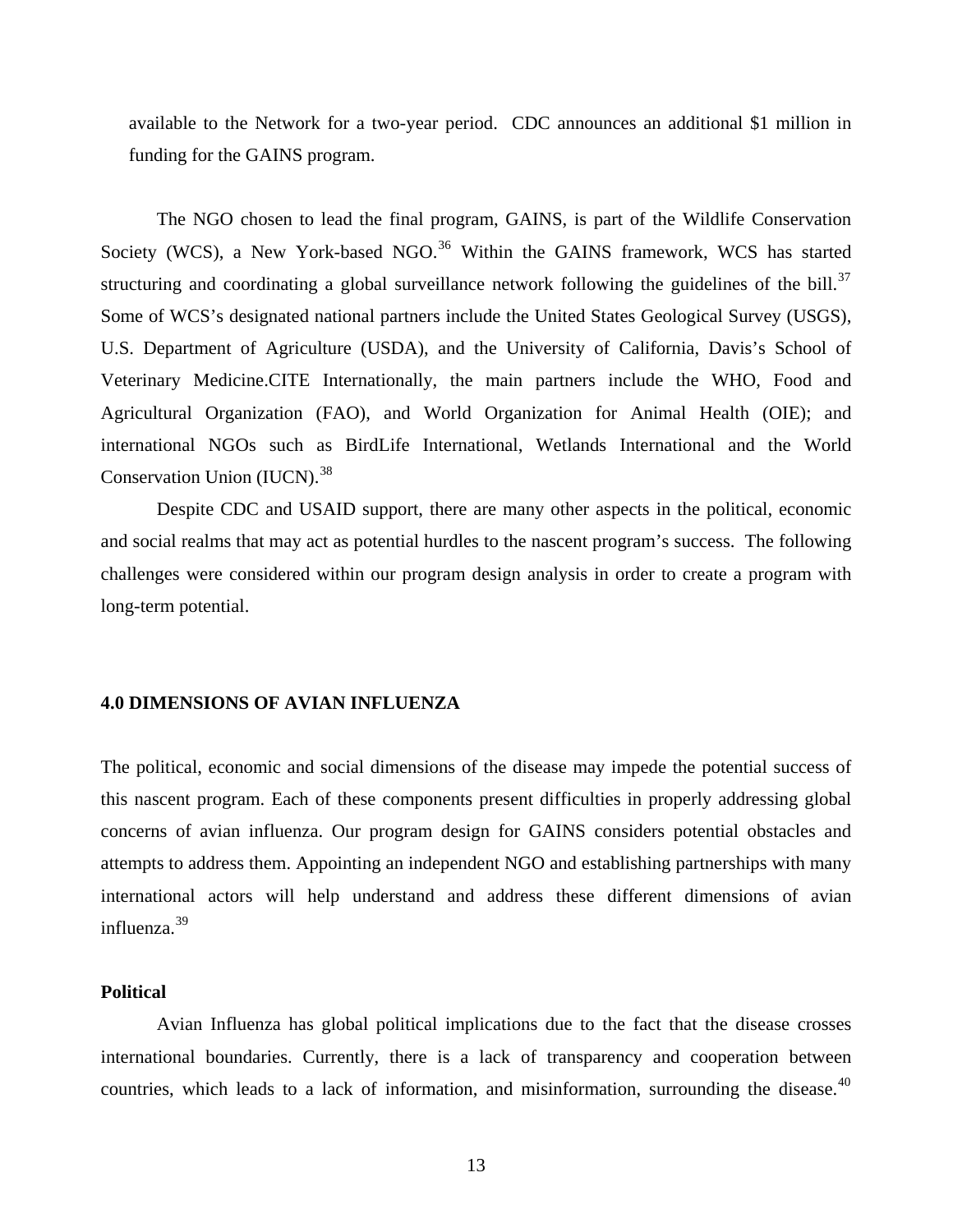available to the Network for a two-year period. CDC announces an additional $1 million in funding for the GAINS program.

The NGO chosen to lead the final program, GAINS, is part of the Wildlife Conservation Society (WCS), a New York-based NGO.[36] Within the GAINS framework, WCS has started structuring and coordinating a global surveillance network following the guidelines of the bill.[37] Some of WCS's designated national partners include the United States Geological Survey (USGS), U.S. Department of Agriculture (USDA), and the University of California, Davis's School of Veterinary Medicine.CITE Internationally, the main partners include the WHO, Food and Agricultural Organization (FAO), and World Organization for Animal Health (OIE); and international NGOs such as BirdLife International, Wetlands International and the World Conservation Union (IUCN).[38]

Despite CDC and USAID support, there are many other aspects in the political, economic and social realms that may act as potential hurdles to the nascent program's success. The following challenges were considered within our program design analysis in order to create a program with long-term potential.

## 4.0 DIMENSIONS OF AVIAN INFLUENZA

The political, economic and social dimensions of the disease may impede the potential success of this nascent program. Each of these components present difficulties in properly addressing global concerns of avian influenza. Our program design for GAINS considers potential obstacles and attempts to address them. Appointing an independent NGO and establishing partnerships with many international actors will help understand and address these different dimensions of avian influenza.[39]

### Political

Avian Influenza has global political implications due to the fact that the disease crosses international boundaries. Currently, there is a lack of transparency and cooperation between countries, which leads to a lack of information, and misinformation, surrounding the disease.[40]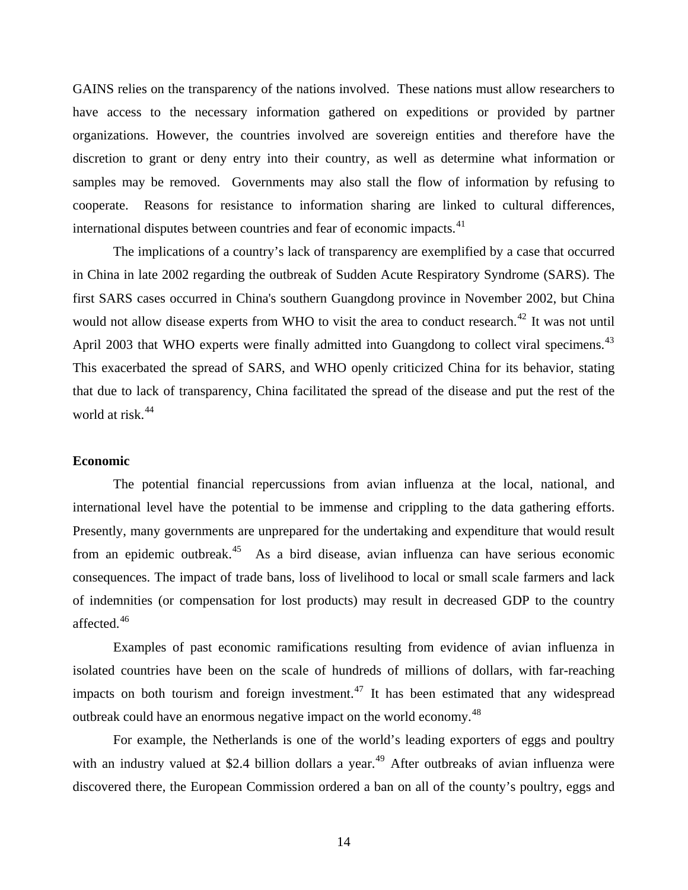GAINS relies on the transparency of the nations involved. These nations must allow researchers to have access to the necessary information gathered on expeditions or provided by partner organizations. However, the countries involved are sovereign entities and therefore have the discretion to grant or deny entry into their country, as well as determine what information or samples may be removed. Governments may also stall the flow of information by refusing to cooperate. Reasons for resistance to information sharing are linked to cultural differences, international disputes between countries and fear of economic impacts.[41]

The implications of a country's lack of transparency are exemplified by a case that occurred in China in late 2002 regarding the outbreak of Sudden Acute Respiratory Syndrome (SARS). The first SARS cases occurred in China's southern Guangdong province in November 2002, but China would not allow disease experts from WHO to visit the area to conduct research.[42] It was not until April 2003 that WHO experts were finally admitted into Guangdong to collect viral specimens.[43] This exacerbated the spread of SARS, and WHO openly criticized China for its behavior, stating that due to lack of transparency, China facilitated the spread of the disease and put the rest of the world at risk.[44]

**Economic**

The potential financial repercussions from avian influenza at the local, national, and international level have the potential to be immense and crippling to the data gathering efforts. Presently, many governments are unprepared for the undertaking and expenditure that would result from an epidemic outbreak.[45] As a bird disease, avian influenza can have serious economic consequences. The impact of trade bans, loss of livelihood to local or small scale farmers and lack of indemnities (or compensation for lost products) may result in decreased GDP to the country affected.[46]

Examples of past economic ramifications resulting from evidence of avian influenza in isolated countries have been on the scale of hundreds of millions of dollars, with far-reaching impacts on both tourism and foreign investment.[47] It has been estimated that any widespread outbreak could have an enormous negative impact on the world economy.[48]

For example, the Netherlands is one of the world's leading exporters of eggs and poultry with an industry valued at $2.4 billion dollars a year.[49] After outbreaks of avian influenza were discovered there, the European Commission ordered a ban on all of the county's poultry, eggs and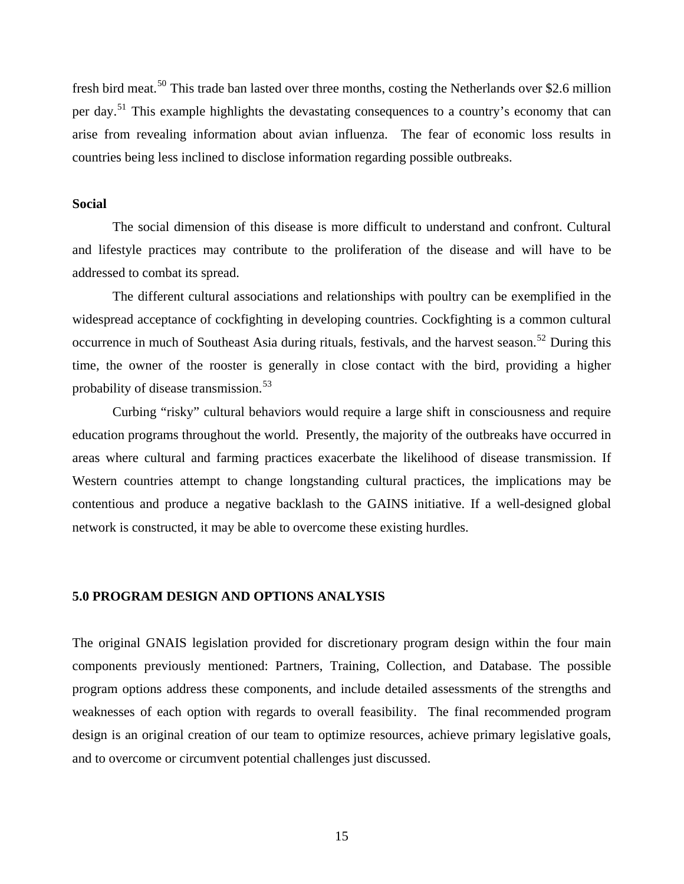fresh bird meat.[50] This trade ban lasted over three months, costing the Netherlands over $2.6 million per day.[51] This example highlights the devastating consequences to a country's economy that can arise from revealing information about avian influenza. The fear of economic loss results in countries being less inclined to disclose information regarding possible outbreaks.

**Social**

The social dimension of this disease is more difficult to understand and confront. Cultural and lifestyle practices may contribute to the proliferation of the disease and will have to be addressed to combat its spread.

The different cultural associations and relationships with poultry can be exemplified in the widespread acceptance of cockfighting in developing countries. Cockfighting is a common cultural occurrence in much of Southeast Asia during rituals, festivals, and the harvest season.[52] During this time, the owner of the rooster is generally in close contact with the bird, providing a higher probability of disease transmission.[53]

Curbing "risky" cultural behaviors would require a large shift in consciousness and require education programs throughout the world. Presently, the majority of the outbreaks have occurred in areas where cultural and farming practices exacerbate the likelihood of disease transmission. If Western countries attempt to change longstanding cultural practices, the implications may be contentious and produce a negative backlash to the GAINS initiative. If a well-designed global network is constructed, it may be able to overcome these existing hurdles.

## 5.0 PROGRAM DESIGN AND OPTIONS ANALYSIS

The original GNAIS legislation provided for discretionary program design within the four main components previously mentioned: Partners, Training, Collection, and Database. The possible program options address these components, and include detailed assessments of the strengths and weaknesses of each option with regards to overall feasibility. The final recommended program design is an original creation of our team to optimize resources, achieve primary legislative goals, and to overcome or circumvent potential challenges just discussed.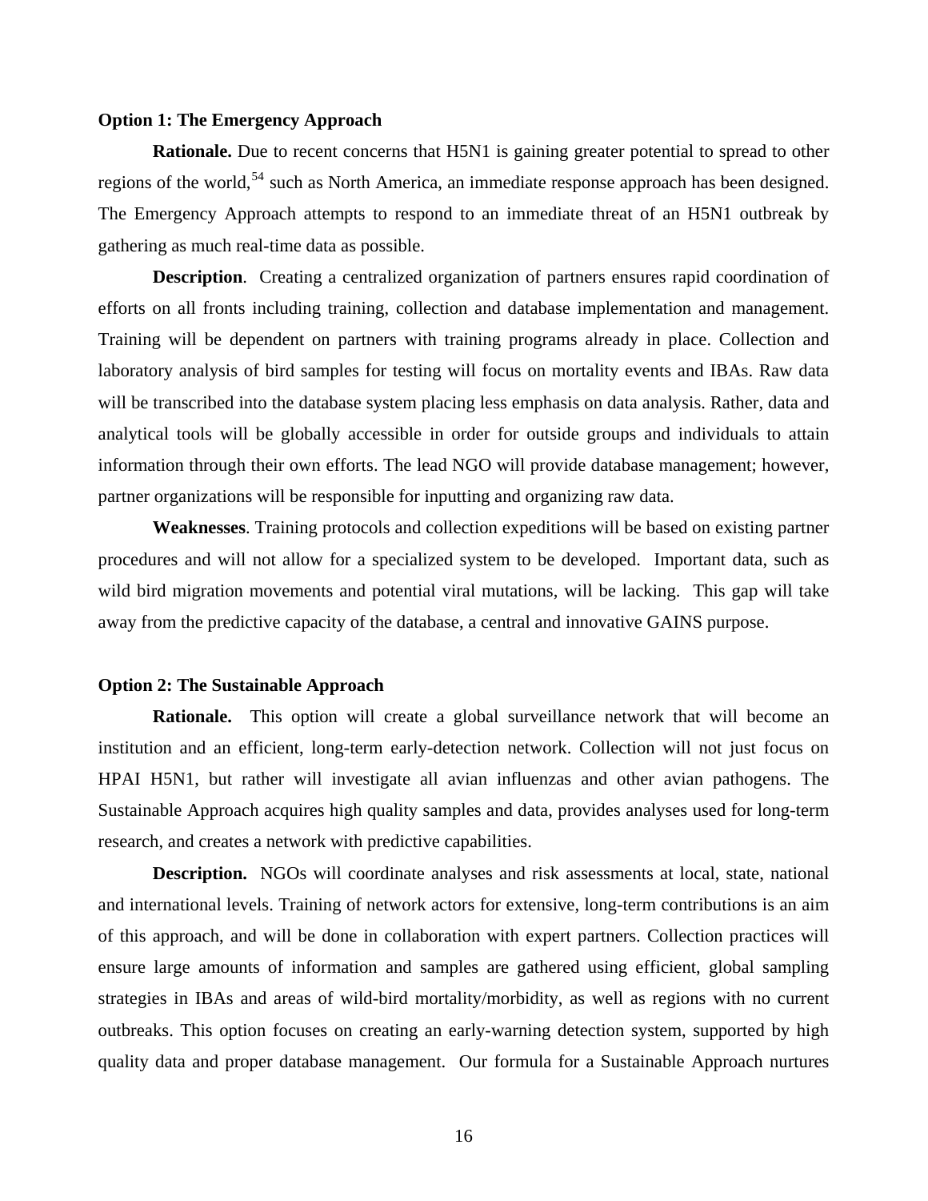**Option 1: The Emergency Approach**

**Rationale.** Due to recent concerns that H5N1 is gaining greater potential to spread to other regions of the world,[54] such as North America, an immediate response approach has been designed. The Emergency Approach attempts to respond to an immediate threat of an H5N1 outbreak by gathering as much real-time data as possible.

**Description**. Creating a centralized organization of partners ensures rapid coordination of efforts on all fronts including training, collection and database implementation and management. Training will be dependent on partners with training programs already in place. Collection and laboratory analysis of bird samples for testing will focus on mortality events and IBAs. Raw data will be transcribed into the database system placing less emphasis on data analysis. Rather, data and analytical tools will be globally accessible in order for outside groups and individuals to attain information through their own efforts. The lead NGO will provide database management; however, partner organizations will be responsible for inputting and organizing raw data.

**Weaknesses**. Training protocols and collection expeditions will be based on existing partner procedures and will not allow for a specialized system to be developed. Important data, such as wild bird migration movements and potential viral mutations, will be lacking. This gap will take away from the predictive capacity of the database, a central and innovative GAINS purpose.

**Option 2: The Sustainable Approach**

**Rationale.** This option will create a global surveillance network that will become an institution and an efficient, long-term early-detection network. Collection will not just focus on HPAI H5N1, but rather will investigate all avian influenzas and other avian pathogens. The Sustainable Approach acquires high quality samples and data, provides analyses used for long-term research, and creates a network with predictive capabilities.

**Description.** NGOs will coordinate analyses and risk assessments at local, state, national and international levels. Training of network actors for extensive, long-term contributions is an aim of this approach, and will be done in collaboration with expert partners. Collection practices will ensure large amounts of information and samples are gathered using efficient, global sampling strategies in IBAs and areas of wild-bird mortality/morbidity, as well as regions with no current outbreaks. This option focuses on creating an early-warning detection system, supported by high quality data and proper database management. Our formula for a Sustainable Approach nurtures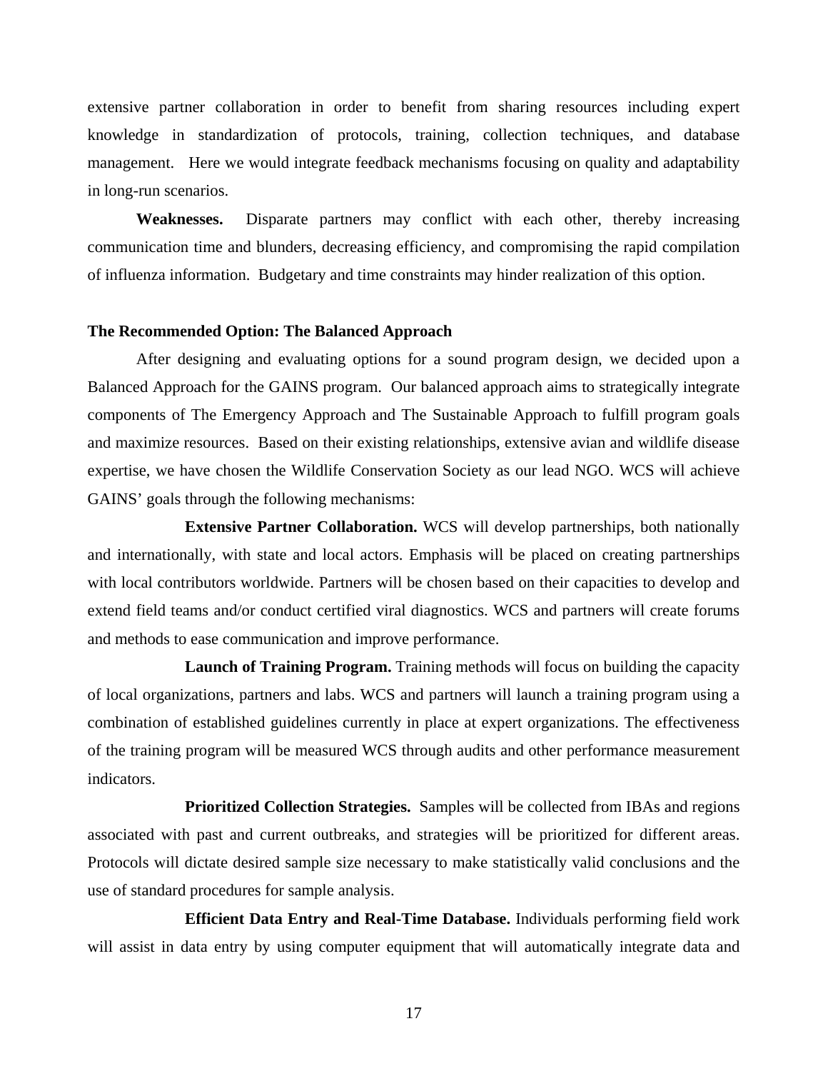extensive partner collaboration in order to benefit from sharing resources including expert knowledge in standardization of protocols, training, collection techniques, and database management. Here we would integrate feedback mechanisms focusing on quality and adaptability in long-run scenarios.

**Weaknesses.** Disparate partners may conflict with each other, thereby increasing communication time and blunders, decreasing efficiency, and compromising the rapid compilation of influenza information. Budgetary and time constraints may hinder realization of this option.

**The Recommended Option: The Balanced Approach**

After designing and evaluating options for a sound program design, we decided upon a Balanced Approach for the GAINS program. Our balanced approach aims to strategically integrate components of The Emergency Approach and The Sustainable Approach to fulfill program goals and maximize resources. Based on their existing relationships, extensive avian and wildlife disease expertise, we have chosen the Wildlife Conservation Society as our lead NGO. WCS will achieve GAINS' goals through the following mechanisms:

**Extensive Partner Collaboration.** WCS will develop partnerships, both nationally and internationally, with state and local actors. Emphasis will be placed on creating partnerships with local contributors worldwide. Partners will be chosen based on their capacities to develop and extend field teams and/or conduct certified viral diagnostics. WCS and partners will create forums and methods to ease communication and improve performance.

**Launch of Training Program.** Training methods will focus on building the capacity of local organizations, partners and labs. WCS and partners will launch a training program using a combination of established guidelines currently in place at expert organizations. The effectiveness of the training program will be measured WCS through audits and other performance measurement indicators.

**Prioritized Collection Strategies.** Samples will be collected from IBAs and regions associated with past and current outbreaks, and strategies will be prioritized for different areas. Protocols will dictate desired sample size necessary to make statistically valid conclusions and the use of standard procedures for sample analysis.

**Efficient Data Entry and Real-Time Database.** Individuals performing field work will assist in data entry by using computer equipment that will automatically integrate data and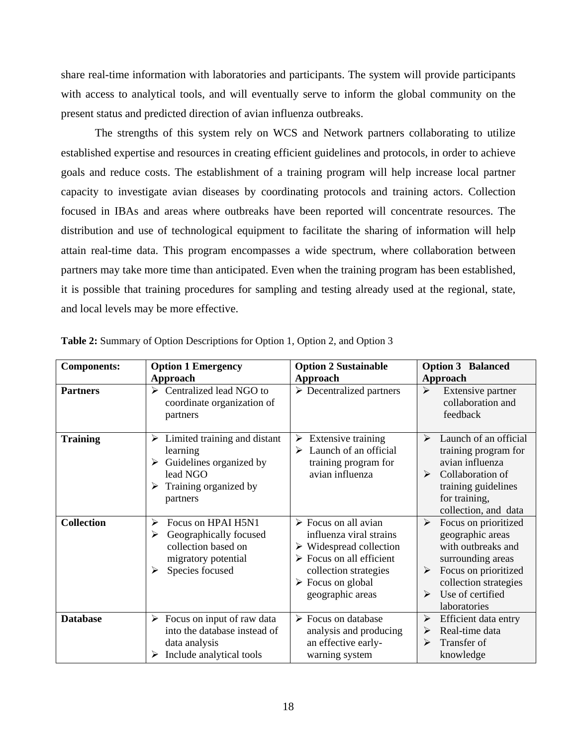share real-time information with laboratories and participants. The system will provide participants with access to analytical tools, and will eventually serve to inform the global community on the present status and predicted direction of avian influenza outbreaks.

The strengths of this system rely on WCS and Network partners collaborating to utilize established expertise and resources in creating efficient guidelines and protocols, in order to achieve goals and reduce costs. The establishment of a training program will help increase local partner capacity to investigate avian diseases by coordinating protocols and training actors. Collection focused in IBAs and areas where outbreaks have been reported will concentrate resources. The distribution and use of technological equipment to facilitate the sharing of information will help attain real-time data. This program encompasses a wide spectrum, where collaboration between partners may take more time than anticipated. Even when the training program has been established, it is possible that training procedures for sampling and testing already used at the regional, state, and local levels may be more effective.

**Table 2:** Summary of Option Descriptions for Option 1, Option 2, and Option 3

| Components: | Option 1 Emergency Approach | Option 2 Sustainable Approach | Option 3 Balanced Approach |
|---|---|---|---|
| **Partners** | ➢ Centralized lead NGO to coordinate organization of partners | ➢ Decentralized partners | ➢ Extensive partner collaboration and feedback |
| **Training** | ➢ Limited training and distant learning<br>➢ Guidelines organized by lead NGO<br>➢ Training organized by partners | ➢ Extensive training<br>➢ Launch of an official training program for avian influenza | ➢ Launch of an official training program for avian influenza<br>➢ Collaboration of training guidelines for training, collection, and data |
| **Collection** | ➢ Focus on HPAI H5N1<br>➢ Geographically focused collection based on migratory potential<br>➢ Species focused | ➢ Focus on all avian influenza viral strains<br>➢ Widespread collection<br>➢ Focus on all efficient collection strategies<br>➢ Focus on global geographic areas | ➢ Focus on prioritized geographic areas with outbreaks and surrounding areas<br>➢ Focus on prioritized collection strategies<br>➢ Use of certified laboratories |
| **Database** | ➢ Focus on input of raw data into the database instead of data analysis<br>➢ Include analytical tools | ➢ Focus on database analysis and producing an effective early-warning system | ➢ Efficient data entry<br>➢ Real-time data<br>➢ Transfer of knowledge |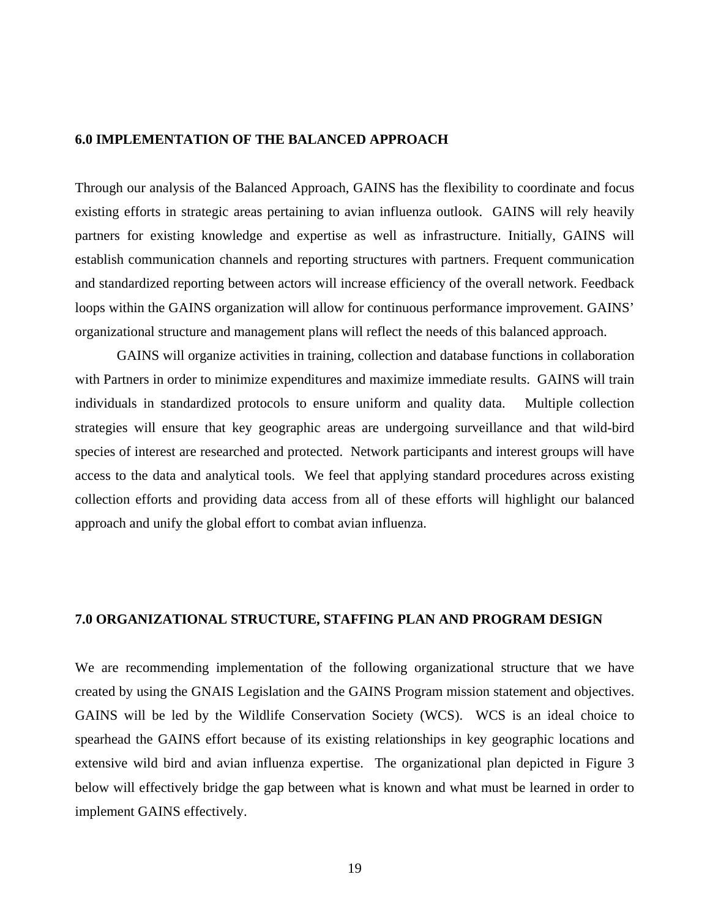## 6.0 IMPLEMENTATION OF THE BALANCED APPROACH

Through our analysis of the Balanced Approach, GAINS has the flexibility to coordinate and focus existing efforts in strategic areas pertaining to avian influenza outlook. GAINS will rely heavily partners for existing knowledge and expertise as well as infrastructure. Initially, GAINS will establish communication channels and reporting structures with partners. Frequent communication and standardized reporting between actors will increase efficiency of the overall network. Feedback loops within the GAINS organization will allow for continuous performance improvement. GAINS' organizational structure and management plans will reflect the needs of this balanced approach.

GAINS will organize activities in training, collection and database functions in collaboration with Partners in order to minimize expenditures and maximize immediate results. GAINS will train individuals in standardized protocols to ensure uniform and quality data. Multiple collection strategies will ensure that key geographic areas are undergoing surveillance and that wild-bird species of interest are researched and protected. Network participants and interest groups will have access to the data and analytical tools. We feel that applying standard procedures across existing collection efforts and providing data access from all of these efforts will highlight our balanced approach and unify the global effort to combat avian influenza.

## 7.0 ORGANIZATIONAL STRUCTURE, STAFFING PLAN AND PROGRAM DESIGN

We are recommending implementation of the following organizational structure that we have created by using the GNAIS Legislation and the GAINS Program mission statement and objectives. GAINS will be led by the Wildlife Conservation Society (WCS). WCS is an ideal choice to spearhead the GAINS effort because of its existing relationships in key geographic locations and extensive wild bird and avian influenza expertise. The organizational plan depicted in Figure 3 below will effectively bridge the gap between what is known and what must be learned in order to implement GAINS effectively.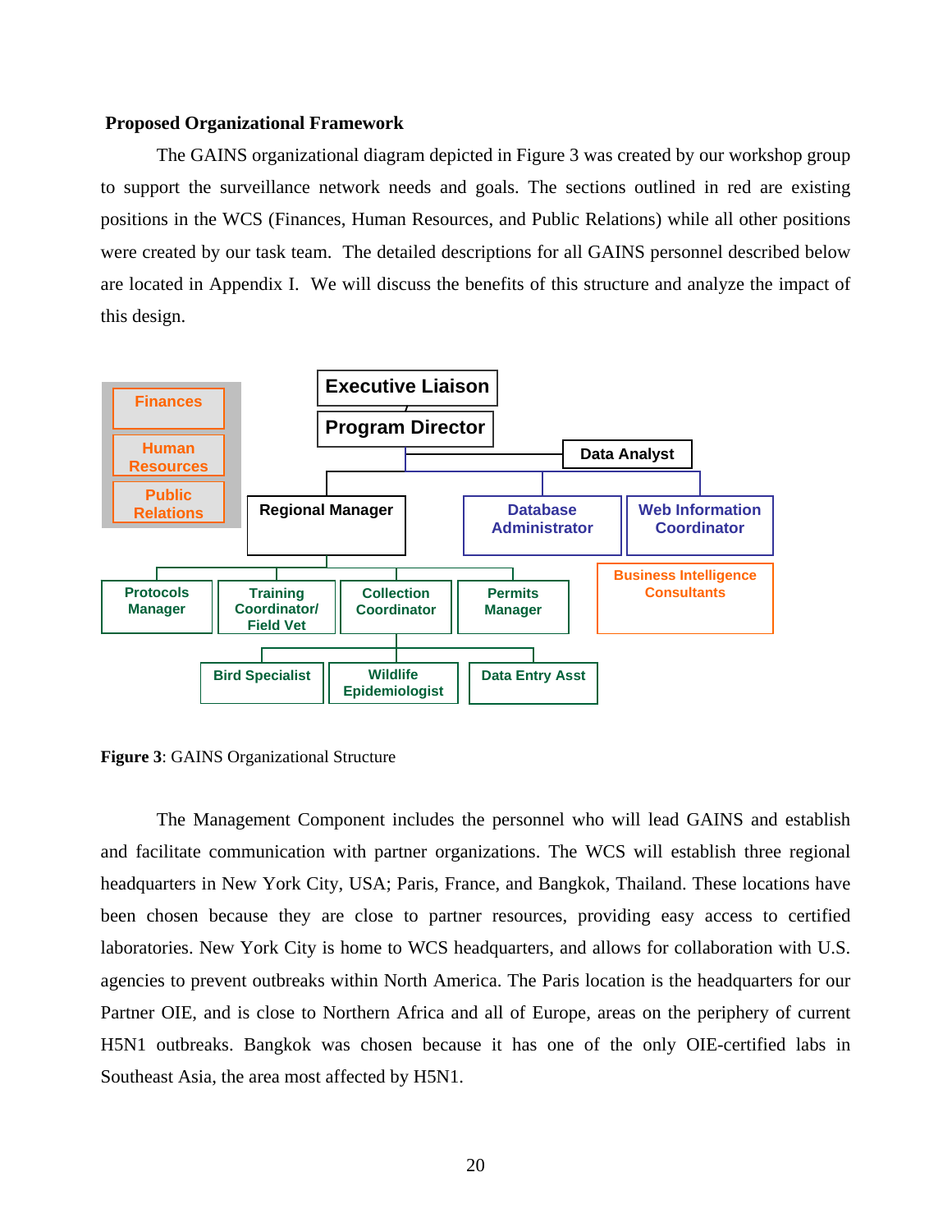**Proposed Organizational Framework**

The GAINS organizational diagram depicted in Figure 3 was created by our workshop group to support the surveillance network needs and goals. The sections outlined in red are existing positions in the WCS (Finances, Human Resources, and Public Relations) while all other positions were created by our task team. The detailed descriptions for all GAINS personnel described below are located in Appendix I. We will discuss the benefits of this structure and analyze the impact of this design.

- Finances
- Human Resources
- Public Relations

- Executive Liaison
  - Program Director
    - Data Analyst
    - Regional Manager
      - Protocols Manager
      - Training Coordinator/ Field Vet
      - Collection Coordinator
        - Bird Specialist
        - Wildlife Epidemiologist
        - Data Entry Asst
      - Permits Manager
    - Database Administrator
    - Web Information Coordinator
- Business Intelligence Consultants

**Figure 3**: GAINS Organizational Structure

The Management Component includes the personnel who will lead GAINS and establish and facilitate communication with partner organizations. The WCS will establish three regional headquarters in New York City, USA; Paris, France, and Bangkok, Thailand. These locations have been chosen because they are close to partner resources, providing easy access to certified laboratories. New York City is home to WCS headquarters, and allows for collaboration with U.S. agencies to prevent outbreaks within North America. The Paris location is the headquarters for our Partner OIE, and is close to Northern Africa and all of Europe, areas on the periphery of current H5N1 outbreaks. Bangkok was chosen because it has one of the only OIE-certified labs in Southeast Asia, the area most affected by H5N1.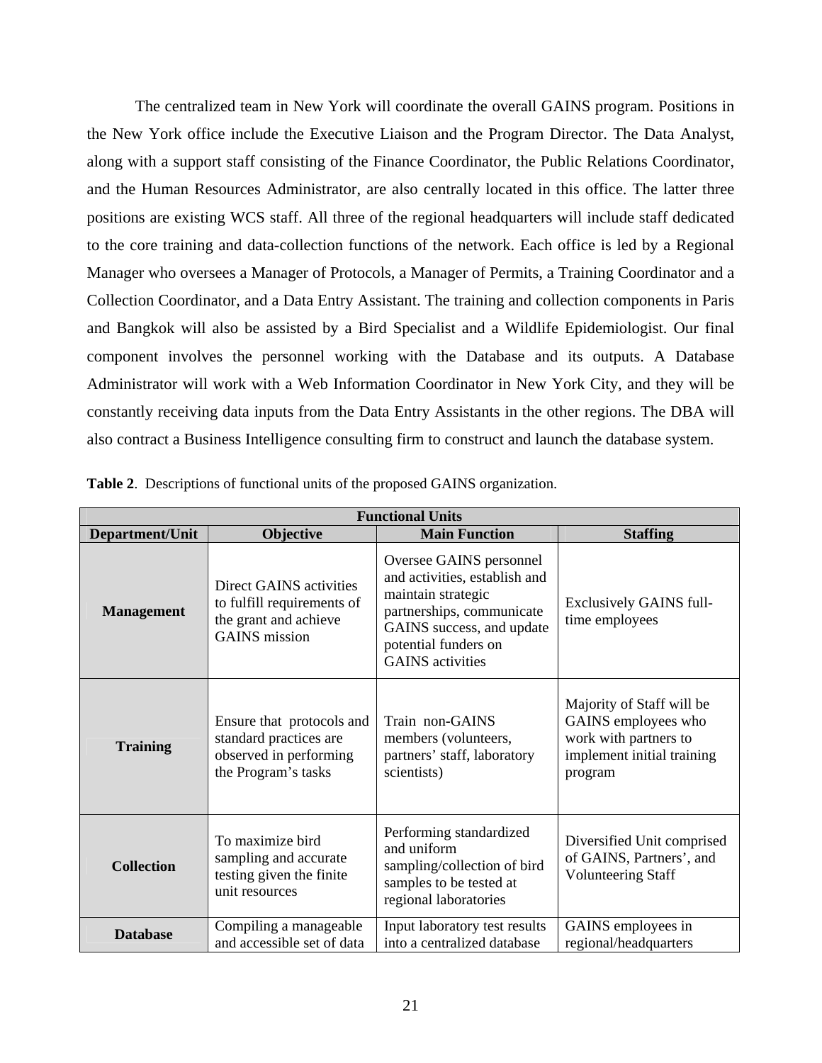The centralized team in New York will coordinate the overall GAINS program. Positions in the New York office include the Executive Liaison and the Program Director. The Data Analyst, along with a support staff consisting of the Finance Coordinator, the Public Relations Coordinator, and the Human Resources Administrator, are also centrally located in this office. The latter three positions are existing WCS staff. All three of the regional headquarters will include staff dedicated to the core training and data-collection functions of the network. Each office is led by a Regional Manager who oversees a Manager of Protocols, a Manager of Permits, a Training Coordinator and a Collection Coordinator, and a Data Entry Assistant. The training and collection components in Paris and Bangkok will also be assisted by a Bird Specialist and a Wildlife Epidemiologist. Our final component involves the personnel working with the Database and its outputs. A Database Administrator will work with a Web Information Coordinator in New York City, and they will be constantly receiving data inputs from the Data Entry Assistants in the other regions. The DBA will also contract a Business Intelligence consulting firm to construct and launch the database system.

**Table 2**. Descriptions of functional units of the proposed GAINS organization.

| Functional Units | | | |
|---|---|---|---|
| **Department/Unit** | **Objective** | **Main Function** | **Staffing** |
| **Management** | Direct GAINS activities to fulfill requirements of the grant and achieve GAINS mission | Oversee GAINS personnel and activities, establish and maintain strategic partnerships, communicate GAINS success, and update potential funders on GAINS activities | Exclusively GAINS full-time employees |
| **Training** | Ensure that protocols and standard practices are observed in performing the Program's tasks | Train non-GAINS members (volunteers, partners' staff, laboratory scientists) | Majority of Staff will be GAINS employees who work with partners to implement initial training program |
| **Collection** | To maximize bird sampling and accurate testing given the finite unit resources | Performing standardized and uniform sampling/collection of bird samples to be tested at regional laboratories | Diversified Unit comprised of GAINS, Partners', and Volunteering Staff |
| **Database** | Compiling a manageable and accessible set of data | Input laboratory test results into a centralized database | GAINS employees in regional/headquarters |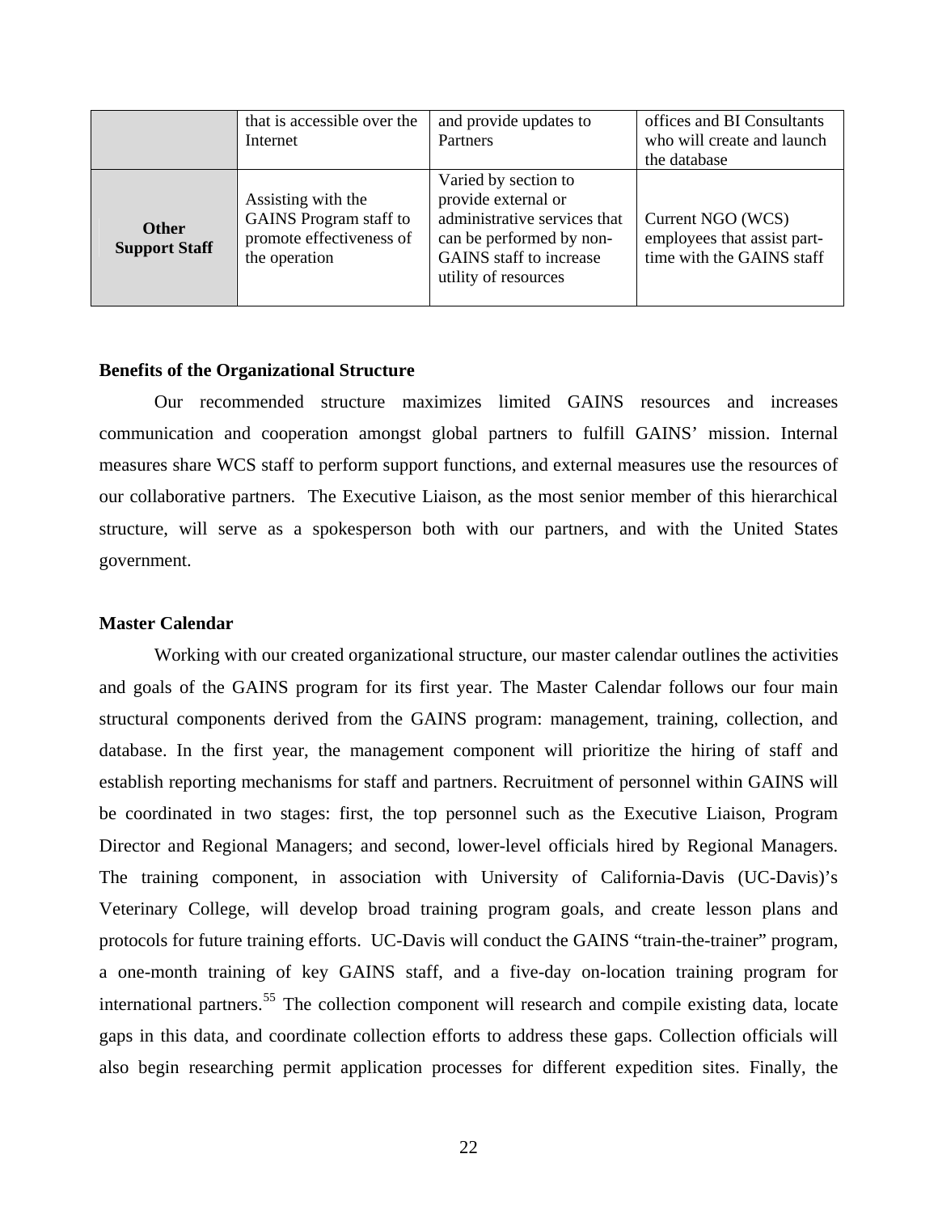| | | | |
|---|---|---|---|
| | that is accessible over the Internet | and provide updates to Partners | offices and BI Consultants who will create and launch the database |
| **Other Support Staff** | Assisting with the GAINS Program staff to promote effectiveness of the operation | Varied by section to provide external or administrative services that can be performed by non-GAINS staff to increase utility of resources | Current NGO (WCS) employees that assist part-time with the GAINS staff |

**Benefits of the Organizational Structure**

Our recommended structure maximizes limited GAINS resources and increases communication and cooperation amongst global partners to fulfill GAINS' mission. Internal measures share WCS staff to perform support functions, and external measures use the resources of our collaborative partners. The Executive Liaison, as the most senior member of this hierarchical structure, will serve as a spokesperson both with our partners, and with the United States government.

**Master Calendar**

Working with our created organizational structure, our master calendar outlines the activities and goals of the GAINS program for its first year. The Master Calendar follows our four main structural components derived from the GAINS program: management, training, collection, and database. In the first year, the management component will prioritize the hiring of staff and establish reporting mechanisms for staff and partners. Recruitment of personnel within GAINS will be coordinated in two stages: first, the top personnel such as the Executive Liaison, Program Director and Regional Managers; and second, lower-level officials hired by Regional Managers. The training component, in association with University of California-Davis (UC-Davis)'s Veterinary College, will develop broad training program goals, and create lesson plans and protocols for future training efforts. UC-Davis will conduct the GAINS "train-the-trainer" program, a one-month training of key GAINS staff, and a five-day on-location training program for international partners.[55] The collection component will research and compile existing data, locate gaps in this data, and coordinate collection efforts to address these gaps. Collection officials will also begin researching permit application processes for different expedition sites. Finally, the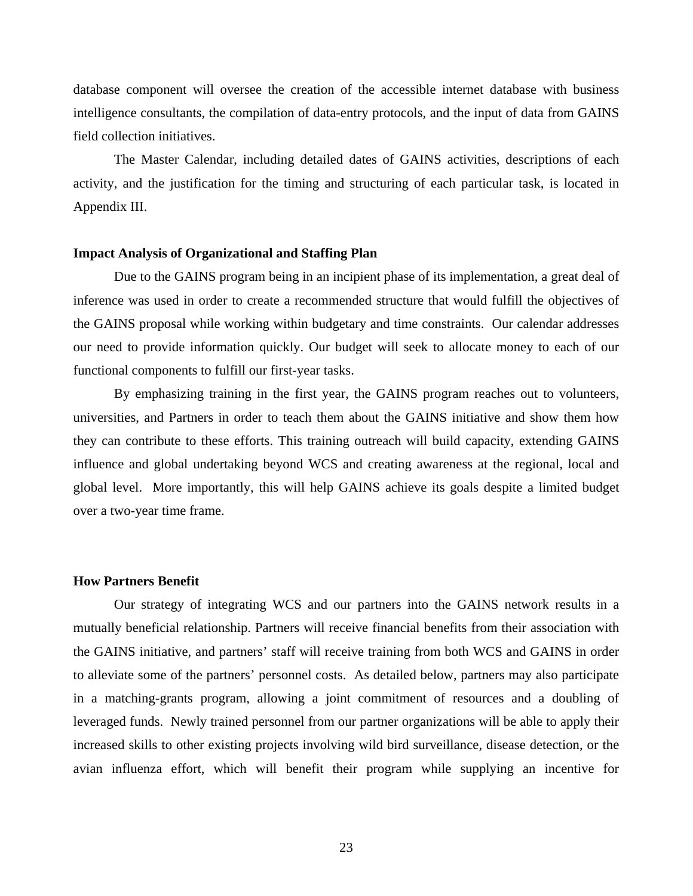database component will oversee the creation of the accessible internet database with business intelligence consultants, the compilation of data-entry protocols, and the input of data from GAINS field collection initiatives.

The Master Calendar, including detailed dates of GAINS activities, descriptions of each activity, and the justification for the timing and structuring of each particular task, is located in Appendix III.

**Impact Analysis of Organizational and Staffing Plan**

Due to the GAINS program being in an incipient phase of its implementation, a great deal of inference was used in order to create a recommended structure that would fulfill the objectives of the GAINS proposal while working within budgetary and time constraints. Our calendar addresses our need to provide information quickly. Our budget will seek to allocate money to each of our functional components to fulfill our first-year tasks.

By emphasizing training in the first year, the GAINS program reaches out to volunteers, universities, and Partners in order to teach them about the GAINS initiative and show them how they can contribute to these efforts. This training outreach will build capacity, extending GAINS influence and global undertaking beyond WCS and creating awareness at the regional, local and global level. More importantly, this will help GAINS achieve its goals despite a limited budget over a two-year time frame.

**How Partners Benefit**

Our strategy of integrating WCS and our partners into the GAINS network results in a mutually beneficial relationship. Partners will receive financial benefits from their association with the GAINS initiative, and partners' staff will receive training from both WCS and GAINS in order to alleviate some of the partners' personnel costs. As detailed below, partners may also participate in a matching-grants program, allowing a joint commitment of resources and a doubling of leveraged funds. Newly trained personnel from our partner organizations will be able to apply their increased skills to other existing projects involving wild bird surveillance, disease detection, or the avian influenza effort, which will benefit their program while supplying an incentive for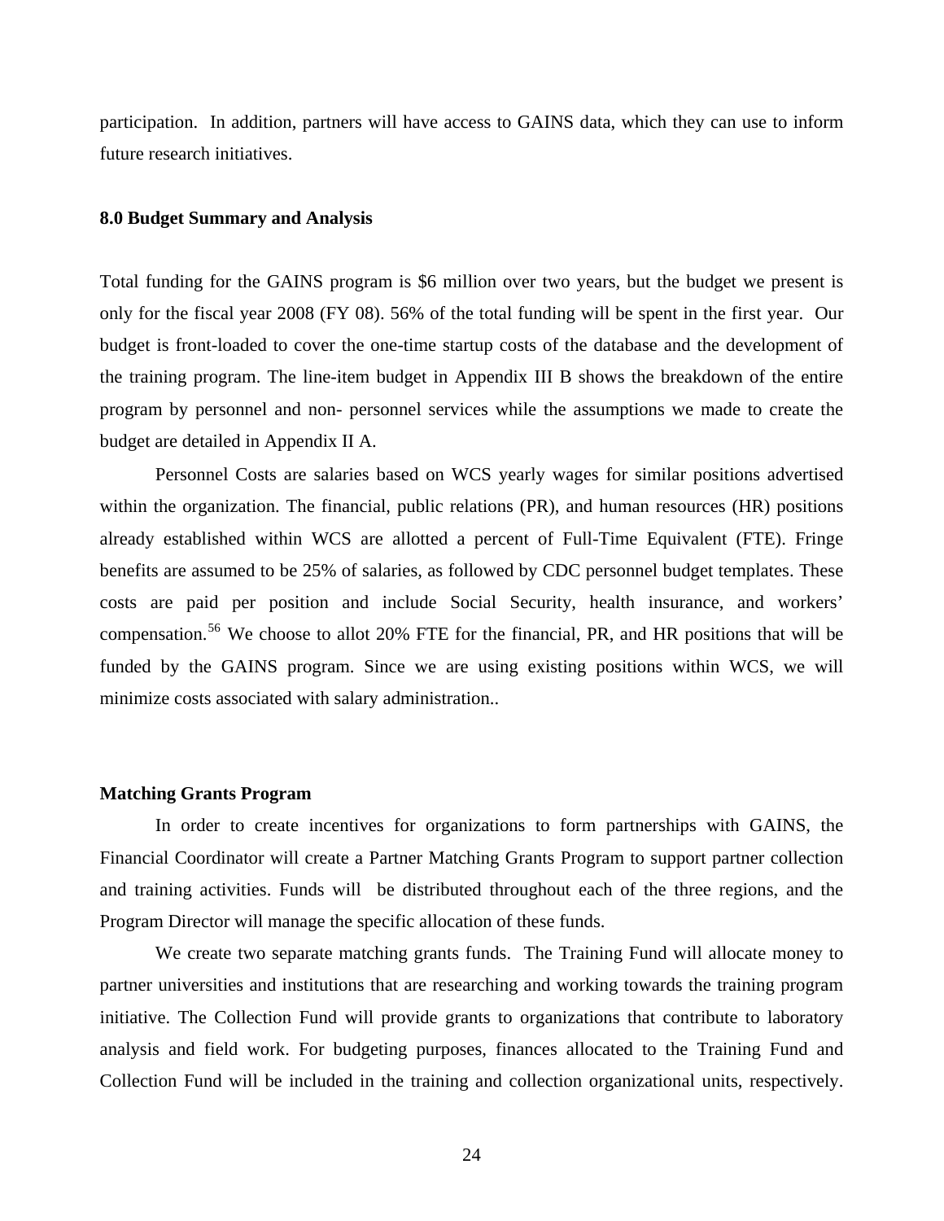participation. In addition, partners will have access to GAINS data, which they can use to inform future research initiatives.

### 8.0 Budget Summary and Analysis

Total funding for the GAINS program is $6 million over two years, but the budget we present is only for the fiscal year 2008 (FY 08). 56% of the total funding will be spent in the first year. Our budget is front-loaded to cover the one-time startup costs of the database and the development of the training program. The line-item budget in Appendix III B shows the breakdown of the entire program by personnel and non- personnel services while the assumptions we made to create the budget are detailed in Appendix II A.

Personnel Costs are salaries based on WCS yearly wages for similar positions advertised within the organization. The financial, public relations (PR), and human resources (HR) positions already established within WCS are allotted a percent of Full-Time Equivalent (FTE). Fringe benefits are assumed to be 25% of salaries, as followed by CDC personnel budget templates. These costs are paid per position and include Social Security, health insurance, and workers' compensation.[56] We choose to allot 20% FTE for the financial, PR, and HR positions that will be funded by the GAINS program. Since we are using existing positions within WCS, we will minimize costs associated with salary administration..

### Matching Grants Program

In order to create incentives for organizations to form partnerships with GAINS, the Financial Coordinator will create a Partner Matching Grants Program to support partner collection and training activities. Funds will be distributed throughout each of the three regions, and the Program Director will manage the specific allocation of these funds.

We create two separate matching grants funds. The Training Fund will allocate money to partner universities and institutions that are researching and working towards the training program initiative. The Collection Fund will provide grants to organizations that contribute to laboratory analysis and field work. For budgeting purposes, finances allocated to the Training Fund and Collection Fund will be included in the training and collection organizational units, respectively.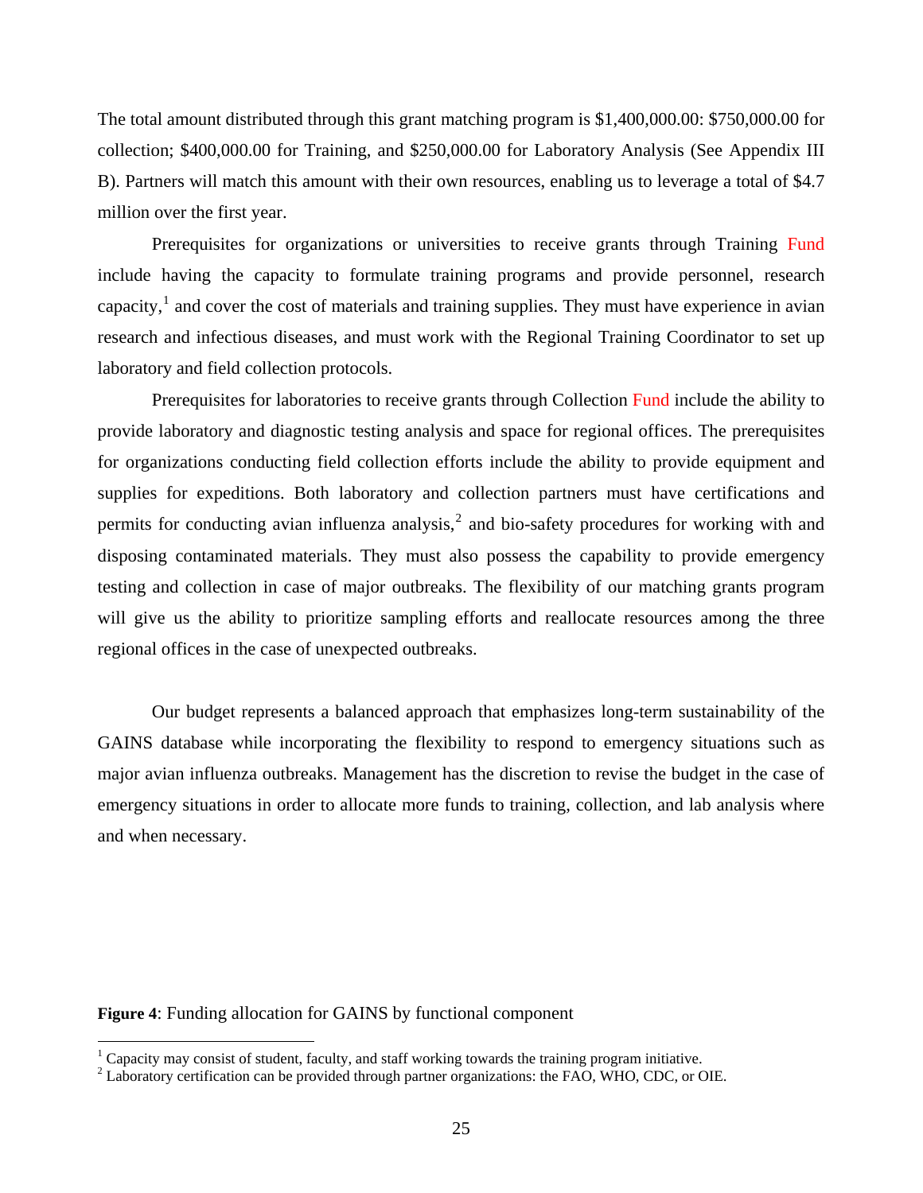The total amount distributed through this grant matching program is $1,400,000.00: $750,000.00 for collection; $400,000.00 for Training, and $250,000.00 for Laboratory Analysis (See Appendix III B). Partners will match this amount with their own resources, enabling us to leverage a total of $4.7 million over the first year.

Prerequisites for organizations or universities to receive grants through Training Fund include having the capacity to formulate training programs and provide personnel, research capacity,[1] and cover the cost of materials and training supplies. They must have experience in avian research and infectious diseases, and must work with the Regional Training Coordinator to set up laboratory and field collection protocols.

Prerequisites for laboratories to receive grants through Collection Fund include the ability to provide laboratory and diagnostic testing analysis and space for regional offices. The prerequisites for organizations conducting field collection efforts include the ability to provide equipment and supplies for expeditions. Both laboratory and collection partners must have certifications and permits for conducting avian influenza analysis,[2] and bio-safety procedures for working with and disposing contaminated materials. They must also possess the capability to provide emergency testing and collection in case of major outbreaks. The flexibility of our matching grants program will give us the ability to prioritize sampling efforts and reallocate resources among the three regional offices in the case of unexpected outbreaks.

Our budget represents a balanced approach that emphasizes long-term sustainability of the GAINS database while incorporating the flexibility to respond to emergency situations such as major avian influenza outbreaks. Management has the discretion to revise the budget in the case of emergency situations in order to allocate more funds to training, collection, and lab analysis where and when necessary.

**Figure 4**: Funding allocation for GAINS by functional component

[1] Capacity may consist of student, faculty, and staff working towards the training program initiative.

[2] Laboratory certification can be provided through partner organizations: the FAO, WHO, CDC, or OIE.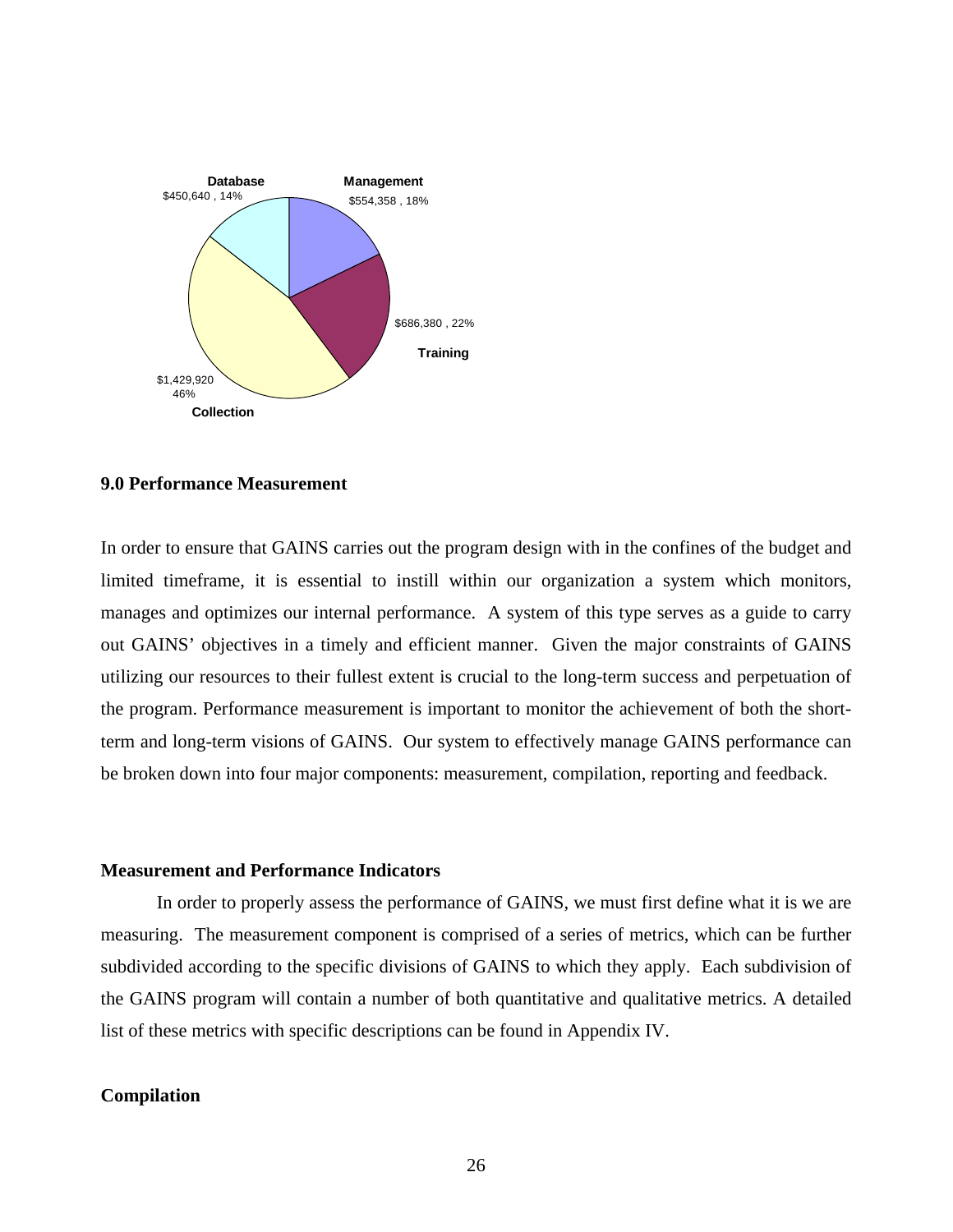Database
$450,640 , 14%

Management
$554,358 , 18%

$686,380 , 22%
Training

$1,429,920
46%
Collection

### 9.0 Performance Measurement

In order to ensure that GAINS carries out the program design with in the confines of the budget and limited timeframe, it is essential to instill within our organization a system which monitors, manages and optimizes our internal performance. A system of this type serves as a guide to carry out GAINS' objectives in a timely and efficient manner. Given the major constraints of GAINS utilizing our resources to their fullest extent is crucial to the long-term success and perpetuation of the program. Performance measurement is important to monitor the achievement of both the short-term and long-term visions of GAINS. Our system to effectively manage GAINS performance can be broken down into four major components: measurement, compilation, reporting and feedback.

#### Measurement and Performance Indicators

In order to properly assess the performance of GAINS, we must first define what it is we are measuring. The measurement component is comprised of a series of metrics, which can be further subdivided according to the specific divisions of GAINS to which they apply. Each subdivision of the GAINS program will contain a number of both quantitative and qualitative metrics. A detailed list of these metrics with specific descriptions can be found in Appendix IV.

#### Compilation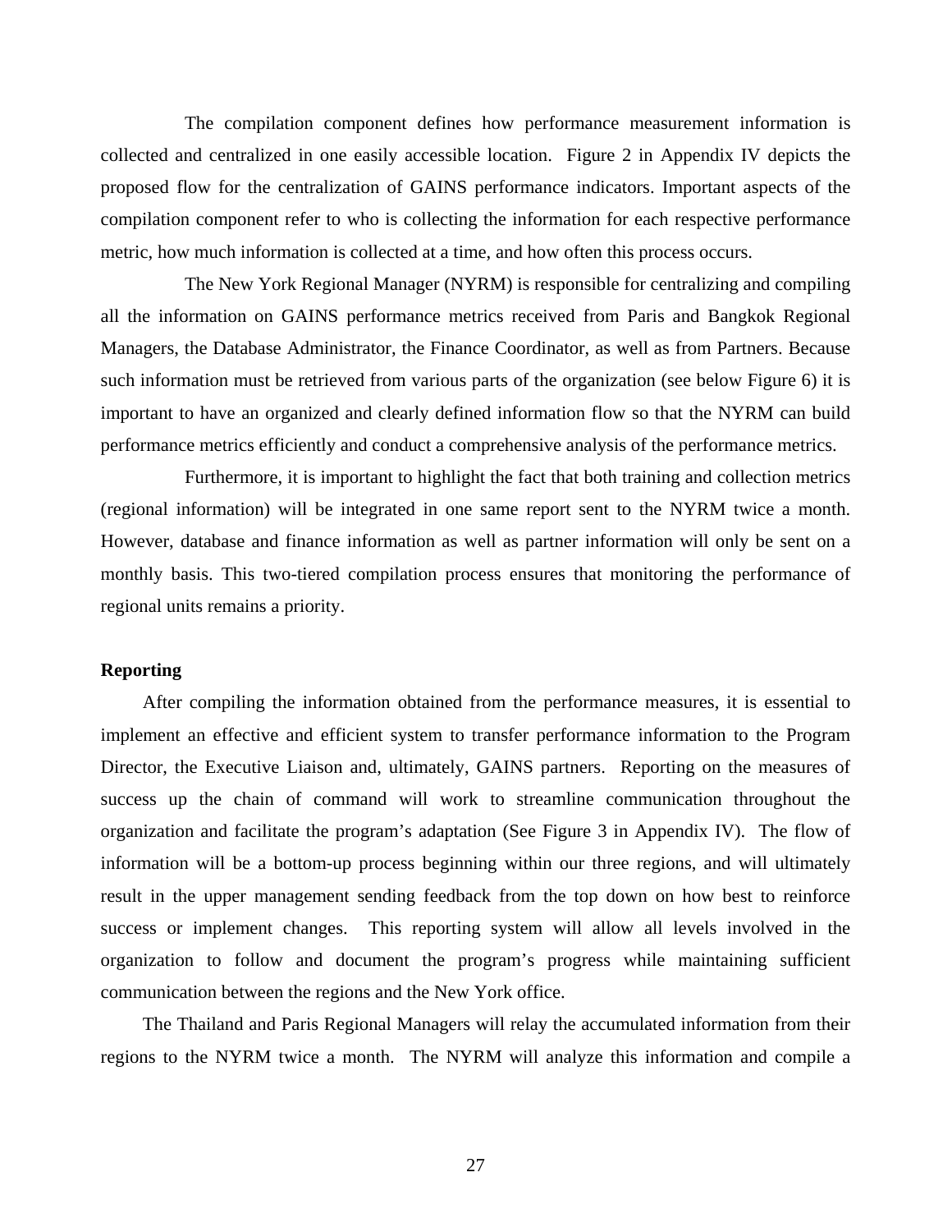The compilation component defines how performance measurement information is collected and centralized in one easily accessible location. Figure 2 in Appendix IV depicts the proposed flow for the centralization of GAINS performance indicators. Important aspects of the compilation component refer to who is collecting the information for each respective performance metric, how much information is collected at a time, and how often this process occurs.

The New York Regional Manager (NYRM) is responsible for centralizing and compiling all the information on GAINS performance metrics received from Paris and Bangkok Regional Managers, the Database Administrator, the Finance Coordinator, as well as from Partners. Because such information must be retrieved from various parts of the organization (see below Figure 6) it is important to have an organized and clearly defined information flow so that the NYRM can build performance metrics efficiently and conduct a comprehensive analysis of the performance metrics.

Furthermore, it is important to highlight the fact that both training and collection metrics (regional information) will be integrated in one same report sent to the NYRM twice a month. However, database and finance information as well as partner information will only be sent on a monthly basis. This two-tiered compilation process ensures that monitoring the performance of regional units remains a priority.

**Reporting**

After compiling the information obtained from the performance measures, it is essential to implement an effective and efficient system to transfer performance information to the Program Director, the Executive Liaison and, ultimately, GAINS partners. Reporting on the measures of success up the chain of command will work to streamline communication throughout the organization and facilitate the program's adaptation (See Figure 3 in Appendix IV). The flow of information will be a bottom-up process beginning within our three regions, and will ultimately result in the upper management sending feedback from the top down on how best to reinforce success or implement changes. This reporting system will allow all levels involved in the organization to follow and document the program's progress while maintaining sufficient communication between the regions and the New York office.

The Thailand and Paris Regional Managers will relay the accumulated information from their regions to the NYRM twice a month. The NYRM will analyze this information and compile a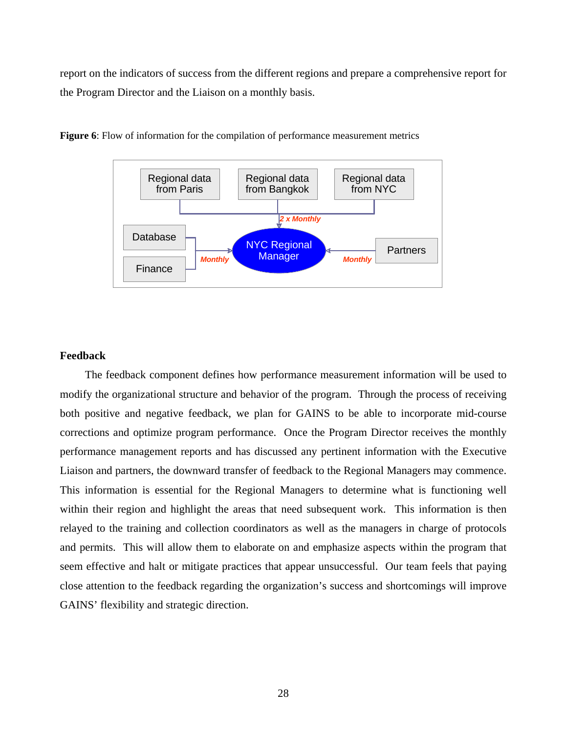report on the indicators of success from the different regions and prepare a comprehensive report for the Program Director and the Liaison on a monthly basis.

**Figure 6**: Flow of information for the compilation of performance measurement metrics

Regional data from Paris | Regional data from Bangkok | Regional data from NYC

*2 x Monthly*

Database | Finance — *Monthly* → NYC Regional Manager ← *Monthly* — Partners

### Feedback

The feedback component defines how performance measurement information will be used to modify the organizational structure and behavior of the program. Through the process of receiving both positive and negative feedback, we plan for GAINS to be able to incorporate mid-course corrections and optimize program performance. Once the Program Director receives the monthly performance management reports and has discussed any pertinent information with the Executive Liaison and partners, the downward transfer of feedback to the Regional Managers may commence. This information is essential for the Regional Managers to determine what is functioning well within their region and highlight the areas that need subsequent work. This information is then relayed to the training and collection coordinators as well as the managers in charge of protocols and permits. This will allow them to elaborate on and emphasize aspects within the program that seem effective and halt or mitigate practices that appear unsuccessful. Our team feels that paying close attention to the feedback regarding the organization's success and shortcomings will improve GAINS' flexibility and strategic direction.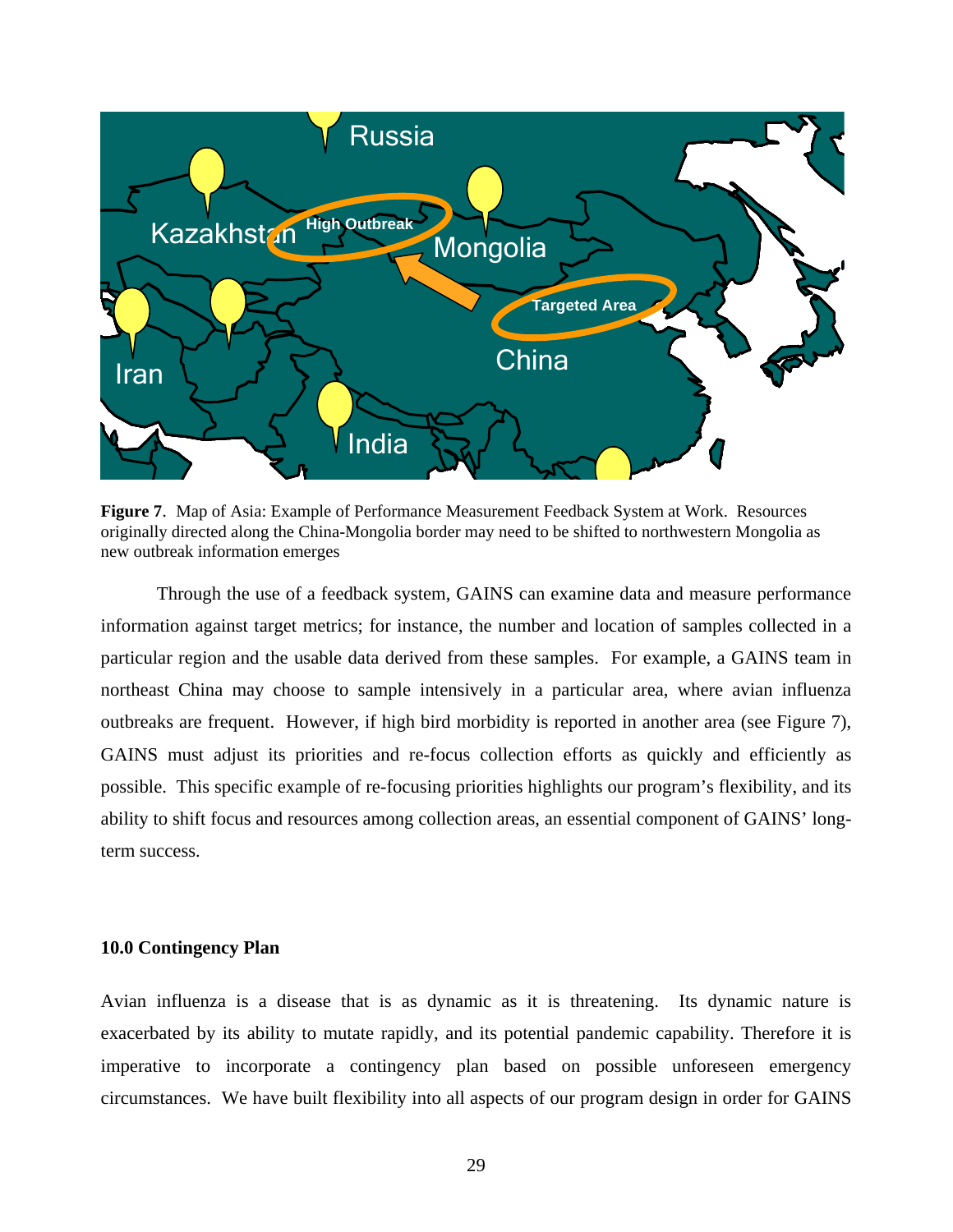**Figure 7**. Map of Asia: Example of Performance Measurement Feedback System at Work. Resources originally directed along the China-Mongolia border may need to be shifted to northwestern Mongolia as new outbreak information emerges

Through the use of a feedback system, GAINS can examine data and measure performance information against target metrics; for instance, the number and location of samples collected in a particular region and the usable data derived from these samples. For example, a GAINS team in northeast China may choose to sample intensively in a particular area, where avian influenza outbreaks are frequent. However, if high bird morbidity is reported in another area (see Figure 7), GAINS must adjust its priorities and re-focus collection efforts as quickly and efficiently as possible. This specific example of re-focusing priorities highlights our program's flexibility, and its ability to shift focus and resources among collection areas, an essential component of GAINS' long-term success.

## 10.0 Contingency Plan

Avian influenza is a disease that is as dynamic as it is threatening. Its dynamic nature is exacerbated by its ability to mutate rapidly, and its potential pandemic capability. Therefore it is imperative to incorporate a contingency plan based on possible unforeseen emergency circumstances. We have built flexibility into all aspects of our program design in order for GAINS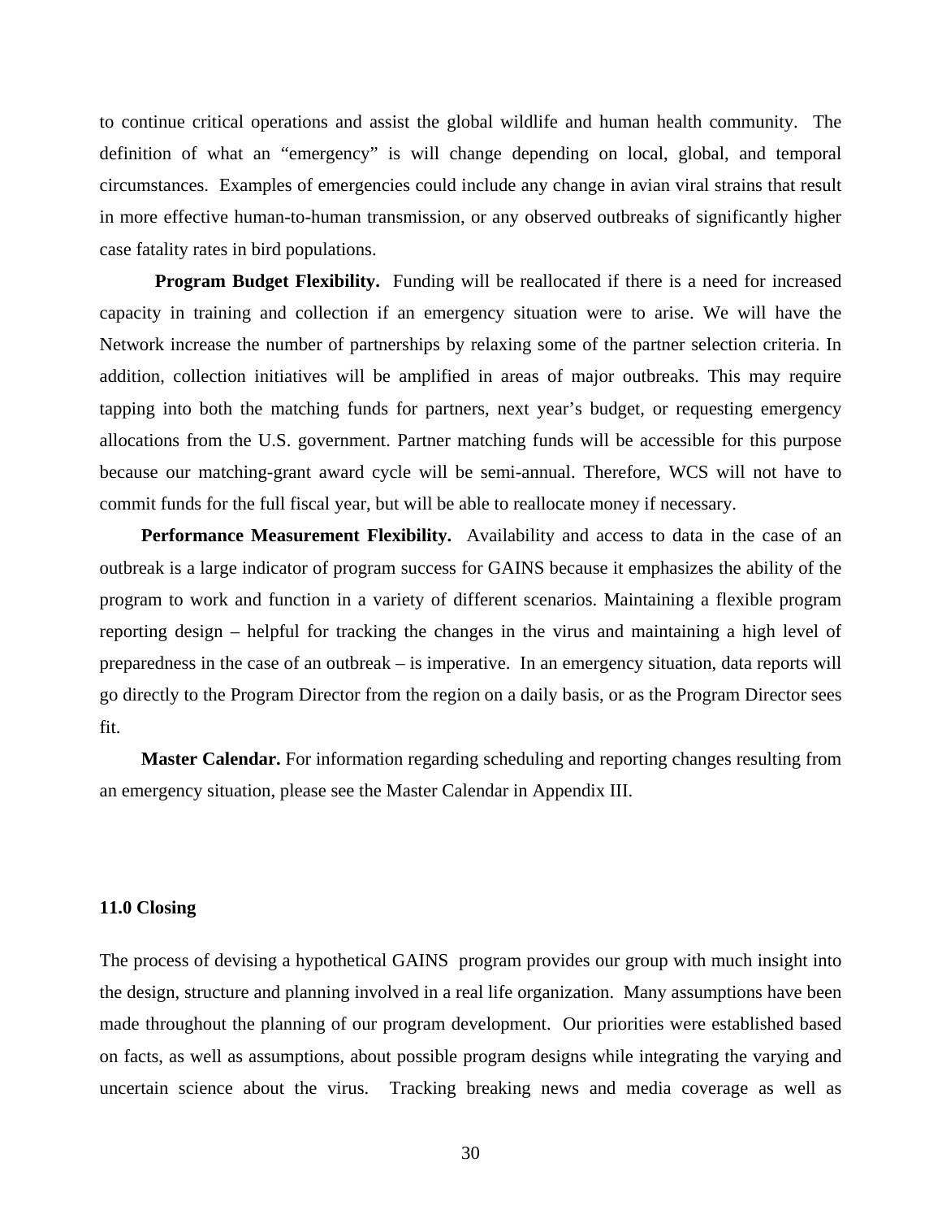to continue critical operations and assist the global wildlife and human health community. The definition of what an "emergency" is will change depending on local, global, and temporal circumstances. Examples of emergencies could include any change in avian viral strains that result in more effective human-to-human transmission, or any observed outbreaks of significantly higher case fatality rates in bird populations.

**Program Budget Flexibility.** Funding will be reallocated if there is a need for increased capacity in training and collection if an emergency situation were to arise. We will have the Network increase the number of partnerships by relaxing some of the partner selection criteria. In addition, collection initiatives will be amplified in areas of major outbreaks. This may require tapping into both the matching funds for partners, next year's budget, or requesting emergency allocations from the U.S. government. Partner matching funds will be accessible for this purpose because our matching-grant award cycle will be semi-annual. Therefore, WCS will not have to commit funds for the full fiscal year, but will be able to reallocate money if necessary.

**Performance Measurement Flexibility.** Availability and access to data in the case of an outbreak is a large indicator of program success for GAINS because it emphasizes the ability of the program to work and function in a variety of different scenarios. Maintaining a flexible program reporting design – helpful for tracking the changes in the virus and maintaining a high level of preparedness in the case of an outbreak – is imperative. In an emergency situation, data reports will go directly to the Program Director from the region on a daily basis, or as the Program Director sees fit.

**Master Calendar.** For information regarding scheduling and reporting changes resulting from an emergency situation, please see the Master Calendar in Appendix III.

## 11.0 Closing

The process of devising a hypothetical GAINS program provides our group with much insight into the design, structure and planning involved in a real life organization. Many assumptions have been made throughout the planning of our program development. Our priorities were established based on facts, as well as assumptions, about possible program designs while integrating the varying and uncertain science about the virus. Tracking breaking news and media coverage as well as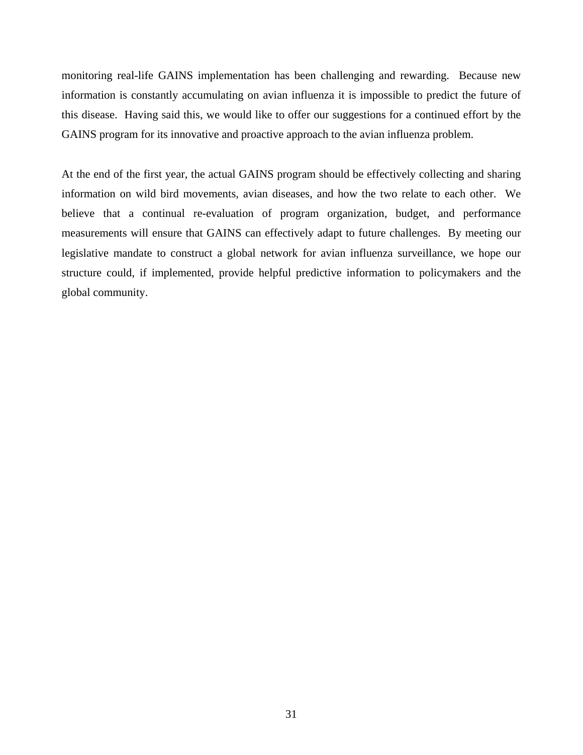monitoring real-life GAINS implementation has been challenging and rewarding. Because new information is constantly accumulating on avian influenza it is impossible to predict the future of this disease. Having said this, we would like to offer our suggestions for a continued effort by the GAINS program for its innovative and proactive approach to the avian influenza problem.

At the end of the first year, the actual GAINS program should be effectively collecting and sharing information on wild bird movements, avian diseases, and how the two relate to each other. We believe that a continual re-evaluation of program organization, budget, and performance measurements will ensure that GAINS can effectively adapt to future challenges. By meeting our legislative mandate to construct a global network for avian influenza surveillance, we hope our structure could, if implemented, provide helpful predictive information to policymakers and the global community.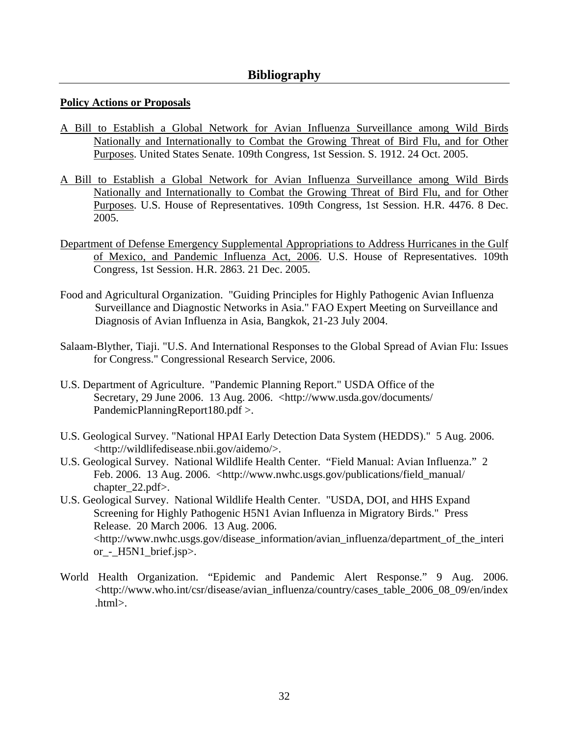# Bibliography

**Policy Actions or Proposals**

<u>A Bill to Establish a Global Network for Avian Influenza Surveillance among Wild Birds Nationally and Internationally to Combat the Growing Threat of Bird Flu, and for Other Purposes</u>. United States Senate. 109th Congress, 1st Session. S. 1912. 24 Oct. 2005.

<u>A Bill to Establish a Global Network for Avian Influenza Surveillance among Wild Birds Nationally and Internationally to Combat the Growing Threat of Bird Flu, and for Other Purposes</u>. U.S. House of Representatives. 109th Congress, 1st Session. H.R. 4476. 8 Dec. 2005.

<u>Department of Defense Emergency Supplemental Appropriations to Address Hurricanes in the Gulf of Mexico, and Pandemic Influenza Act, 2006</u>. U.S. House of Representatives. 109th Congress, 1st Session. H.R. 2863. 21 Dec. 2005.

Food and Agricultural Organization. "Guiding Principles for Highly Pathogenic Avian Influenza Surveillance and Diagnostic Networks in Asia." FAO Expert Meeting on Surveillance and Diagnosis of Avian Influenza in Asia, Bangkok, 21-23 July 2004.

Salaam-Blyther, Tiaji. "U.S. And International Responses to the Global Spread of Avian Flu: Issues for Congress." Congressional Research Service, 2006.

U.S. Department of Agriculture. "Pandemic Planning Report." USDA Office of the Secretary, 29 June 2006. 13 Aug. 2006. <http://www.usda.gov/documents/PandemicPlanningReport180.pdf >.

U.S. Geological Survey. "National HPAI Early Detection Data System (HEDDS)." 5 Aug. 2006. <http://wildlifedisease.nbii.gov/aidemo/>.

U.S. Geological Survey. National Wildlife Health Center. "Field Manual: Avian Influenza." 2 Feb. 2006. 13 Aug. 2006. <http://www.nwhc.usgs.gov/publications/field_manual/chapter_22.pdf>.

U.S. Geological Survey. National Wildlife Health Center. "USDA, DOI, and HHS Expand Screening for Highly Pathogenic H5N1 Avian Influenza in Migratory Birds." Press Release. 20 March 2006. 13 Aug. 2006. <http://www.nwhc.usgs.gov/disease_information/avian_influenza/department_of_the_interior_-_H5N1_brief.jsp>.

World Health Organization. "Epidemic and Pandemic Alert Response." 9 Aug. 2006. <http://www.who.int/csr/disease/avian_influenza/country/cases_table_2006_08_09/en/index.html>.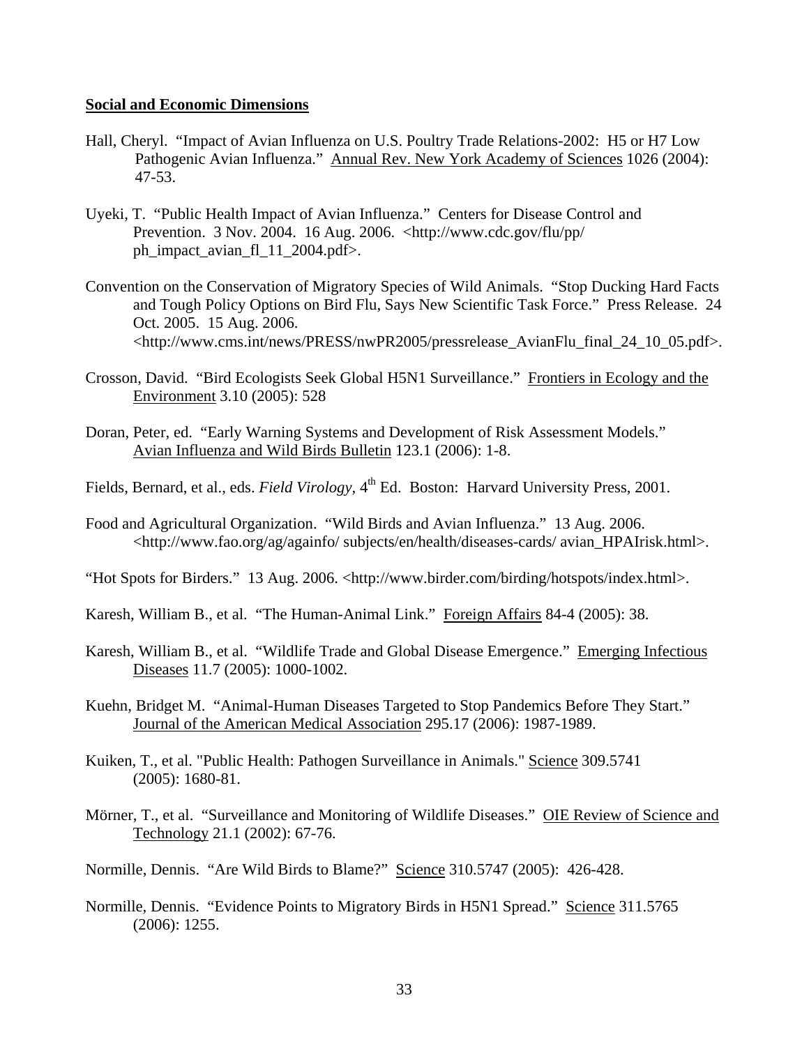**Social and Economic Dimensions**

Hall, Cheryl. "Impact of Avian Influenza on U.S. Poultry Trade Relations-2002: H5 or H7 Low Pathogenic Avian Influenza." Annual Rev. New York Academy of Sciences 1026 (2004): 47-53.

Uyeki, T. "Public Health Impact of Avian Influenza." Centers for Disease Control and Prevention. 3 Nov. 2004. 16 Aug. 2006. <http://www.cdc.gov/flu/pp/ph_impact_avian_fl_11_2004.pdf>.

Convention on the Conservation of Migratory Species of Wild Animals. "Stop Ducking Hard Facts and Tough Policy Options on Bird Flu, Says New Scientific Task Force." Press Release. 24 Oct. 2005. 15 Aug. 2006. <http://www.cms.int/news/PRESS/nwPR2005/pressrelease_AvianFlu_final_24_10_05.pdf>.

Crosson, David. "Bird Ecologists Seek Global H5N1 Surveillance." Frontiers in Ecology and the Environment 3.10 (2005): 528

Doran, Peter, ed. "Early Warning Systems and Development of Risk Assessment Models." Avian Influenza and Wild Birds Bulletin 123.1 (2006): 1-8.

Fields, Bernard, et al., eds. *Field Virology,* 4th Ed. Boston: Harvard University Press, 2001.

Food and Agricultural Organization. "Wild Birds and Avian Influenza." 13 Aug. 2006. <http://www.fao.org/ag/againfo/ subjects/en/health/diseases-cards/ avian_HPAIrisk.html>.

"Hot Spots for Birders." 13 Aug. 2006. <http://www.birder.com/birding/hotspots/index.html>.

Karesh, William B., et al. "The Human-Animal Link." Foreign Affairs 84-4 (2005): 38.

Karesh, William B., et al. "Wildlife Trade and Global Disease Emergence." Emerging Infectious Diseases 11.7 (2005): 1000-1002.

Kuehn, Bridget M. "Animal-Human Diseases Targeted to Stop Pandemics Before They Start." Journal of the American Medical Association 295.17 (2006): 1987-1989.

Kuiken, T., et al. "Public Health: Pathogen Surveillance in Animals." Science 309.5741 (2005): 1680-81.

Mörner, T., et al. "Surveillance and Monitoring of Wildlife Diseases." OIE Review of Science and Technology 21.1 (2002): 67-76.

Normille, Dennis. "Are Wild Birds to Blame?" Science 310.5747 (2005): 426-428.

Normille, Dennis. "Evidence Points to Migratory Birds in H5N1 Spread." Science 311.5765 (2006): 1255.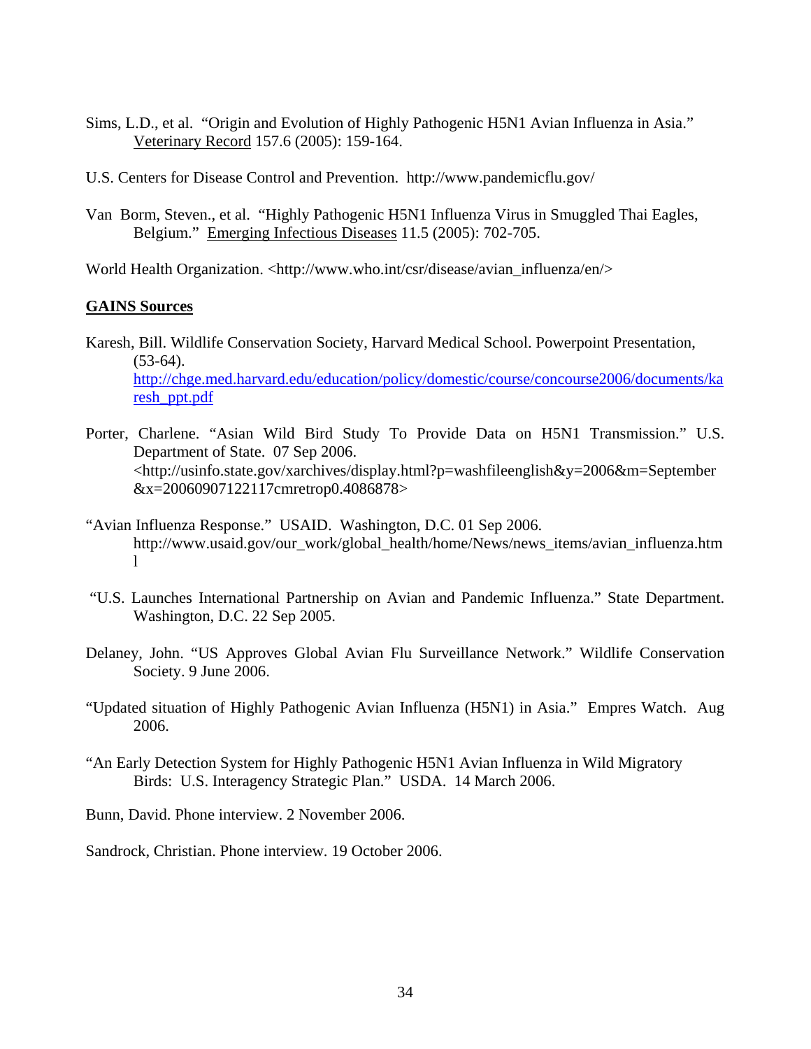Sims, L.D., et al. "Origin and Evolution of Highly Pathogenic H5N1 Avian Influenza in Asia." Veterinary Record 157.6 (2005): 159-164.

U.S. Centers for Disease Control and Prevention. http://www.pandemicflu.gov/

Van Borm, Steven., et al. "Highly Pathogenic H5N1 Influenza Virus in Smuggled Thai Eagles, Belgium." Emerging Infectious Diseases 11.5 (2005): 702-705.

World Health Organization. <http://www.who.int/csr/disease/avian_influenza/en/>

**GAINS Sources**

Karesh, Bill. Wildlife Conservation Society, Harvard Medical School. Powerpoint Presentation, (53-64). http://chge.med.harvard.edu/education/policy/domestic/course/concourse2006/documents/karesh_ppt.pdf

Porter, Charlene. "Asian Wild Bird Study To Provide Data on H5N1 Transmission." U.S. Department of State. 07 Sep 2006. <http://usinfo.state.gov/xarchives/display.html?p=washfileenglish&y=2006&m=September&x=20060907122117cmretrop0.4086878>

"Avian Influenza Response." USAID. Washington, D.C. 01 Sep 2006. http://www.usaid.gov/our_work/global_health/home/News/news_items/avian_influenza.html

"U.S. Launches International Partnership on Avian and Pandemic Influenza." State Department. Washington, D.C. 22 Sep 2005.

Delaney, John. "US Approves Global Avian Flu Surveillance Network." Wildlife Conservation Society. 9 June 2006.

"Updated situation of Highly Pathogenic Avian Influenza (H5N1) in Asia." Empres Watch. Aug 2006.

"An Early Detection System for Highly Pathogenic H5N1 Avian Influenza in Wild Migratory Birds: U.S. Interagency Strategic Plan." USDA. 14 March 2006.

Bunn, David. Phone interview. 2 November 2006.

Sandrock, Christian. Phone interview. 19 October 2006.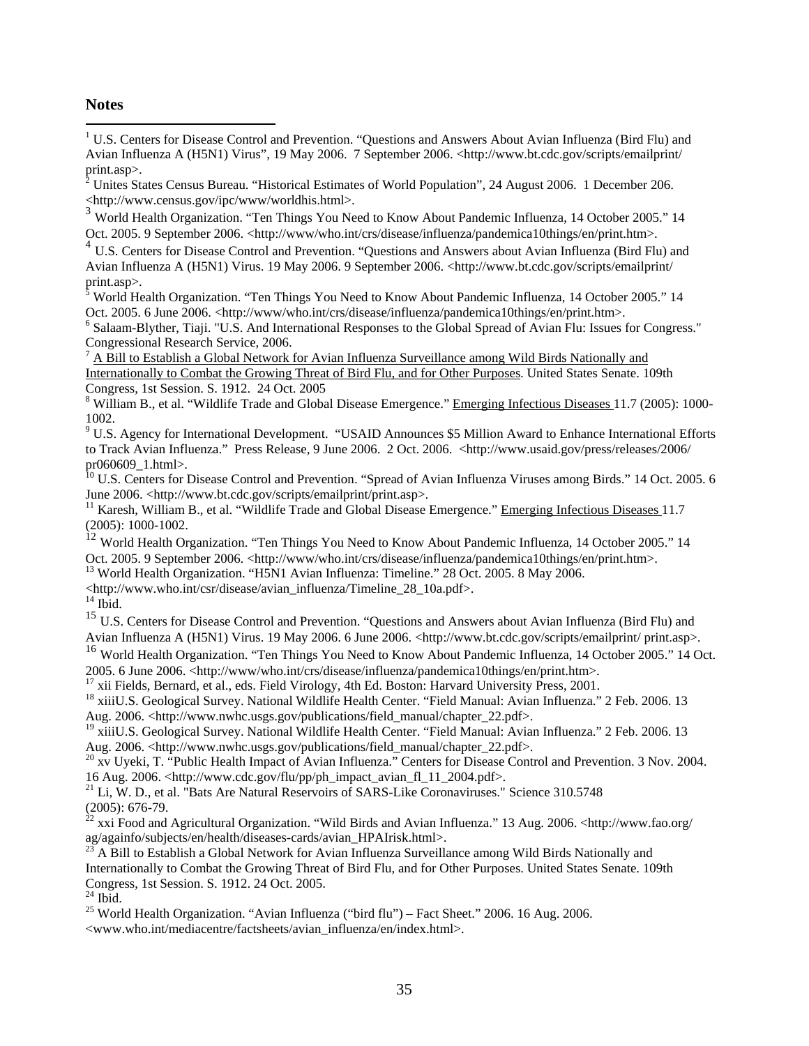**Notes**

[1] U.S. Centers for Disease Control and Prevention. "Questions and Answers About Avian Influenza (Bird Flu) and Avian Influenza A (H5N1) Virus", 19 May 2006. 7 September 2006. <http://www.bt.cdc.gov/scripts/emailprint/print.asp>.

[2] Unites States Census Bureau. "Historical Estimates of World Population", 24 August 2006. 1 December 206. <http://www.census.gov/ipc/www/worldhis.html>.

[3] World Health Organization. "Ten Things You Need to Know About Pandemic Influenza, 14 October 2005." 14 Oct. 2005. 9 September 2006. <http://www/who.int/crs/disease/influenza/pandemica10things/en/print.htm>.

[4] U.S. Centers for Disease Control and Prevention. "Questions and Answers about Avian Influenza (Bird Flu) and Avian Influenza A (H5N1) Virus. 19 May 2006. 9 September 2006. <http://www.bt.cdc.gov/scripts/emailprint/print.asp>.

[5] World Health Organization. "Ten Things You Need to Know About Pandemic Influenza, 14 October 2005." 14 Oct. 2005. 6 June 2006. <http://www/who.int/crs/disease/influenza/pandemica10things/en/print.htm>.

[6] Salaam-Blyther, Tiaji. "U.S. And International Responses to the Global Spread of Avian Flu: Issues for Congress." Congressional Research Service, 2006.

[7] A Bill to Establish a Global Network for Avian Influenza Surveillance among Wild Birds Nationally and Internationally to Combat the Growing Threat of Bird Flu, and for Other Purposes. United States Senate. 109th Congress, 1st Session. S. 1912. 24 Oct. 2005

[8] William B., et al. "Wildlife Trade and Global Disease Emergence." Emerging Infectious Diseases 11.7 (2005): 1000-1002.

[9] U.S. Agency for International Development. "USAID Announces $5 Million Award to Enhance International Efforts to Track Avian Influenza." Press Release, 9 June 2006. 2 Oct. 2006. <http://www.usaid.gov/press/releases/2006/pr060609_1.html>.

[10] U.S. Centers for Disease Control and Prevention. "Spread of Avian Influenza Viruses among Birds." 14 Oct. 2005. 6 June 2006. <http://www.bt.cdc.gov/scripts/emailprint/print.asp>.

[11] Karesh, William B., et al. "Wildlife Trade and Global Disease Emergence." Emerging Infectious Diseases 11.7 (2005): 1000-1002.

[12] World Health Organization. "Ten Things You Need to Know About Pandemic Influenza, 14 October 2005." 14 Oct. 2005. 9 September 2006. <http://www/who.int/crs/disease/influenza/pandemica10things/en/print.htm>.

[13] World Health Organization. "H5N1 Avian Influenza: Timeline." 28 Oct. 2005. 8 May 2006. <http://www.who.int/csr/disease/avian_influenza/Timeline_28_10a.pdf>.

[14] Ibid.

[15] U.S. Centers for Disease Control and Prevention. "Questions and Answers about Avian Influenza (Bird Flu) and Avian Influenza A (H5N1) Virus. 19 May 2006. 6 June 2006. <http://www.bt.cdc.gov/scripts/emailprint/ print.asp>.

[16] World Health Organization. "Ten Things You Need to Know About Pandemic Influenza, 14 October 2005." 14 Oct. 2005. 6 June 2006. <http://www/who.int/crs/disease/influenza/pandemica10things/en/print.htm>.

[17] xii Fields, Bernard, et al., eds. Field Virology, 4th Ed. Boston: Harvard University Press, 2001.

[18] xiiiU.S. Geological Survey. National Wildlife Health Center. "Field Manual: Avian Influenza." 2 Feb. 2006. 13 Aug. 2006. <http://www.nwhc.usgs.gov/publications/field_manual/chapter_22.pdf>.

[19] xiiiU.S. Geological Survey. National Wildlife Health Center. "Field Manual: Avian Influenza." 2 Feb. 2006. 13 Aug. 2006. <http://www.nwhc.usgs.gov/publications/field_manual/chapter_22.pdf>.

[20] xv Uyeki, T. "Public Health Impact of Avian Influenza." Centers for Disease Control and Prevention. 3 Nov. 2004. 16 Aug. 2006. <http://www.cdc.gov/flu/pp/ph_impact_avian_fl_11_2004.pdf>.

[21] Li, W. D., et al. "Bats Are Natural Reservoirs of SARS-Like Coronaviruses." Science 310.5748 (2005): 676-79.

[22] xxi Food and Agricultural Organization. "Wild Birds and Avian Influenza." 13 Aug. 2006. <http://www.fao.org/ag/againfo/subjects/en/health/diseases-cards/avian_HPAIrisk.html>.

[23] A Bill to Establish a Global Network for Avian Influenza Surveillance among Wild Birds Nationally and Internationally to Combat the Growing Threat of Bird Flu, and for Other Purposes. United States Senate. 109th Congress, 1st Session. S. 1912. 24 Oct. 2005.

[24] Ibid.

[25] World Health Organization. "Avian Influenza ("bird flu") – Fact Sheet." 2006. 16 Aug. 2006. <www.who.int/mediacentre/factsheets/avian_influenza/en/index.html>.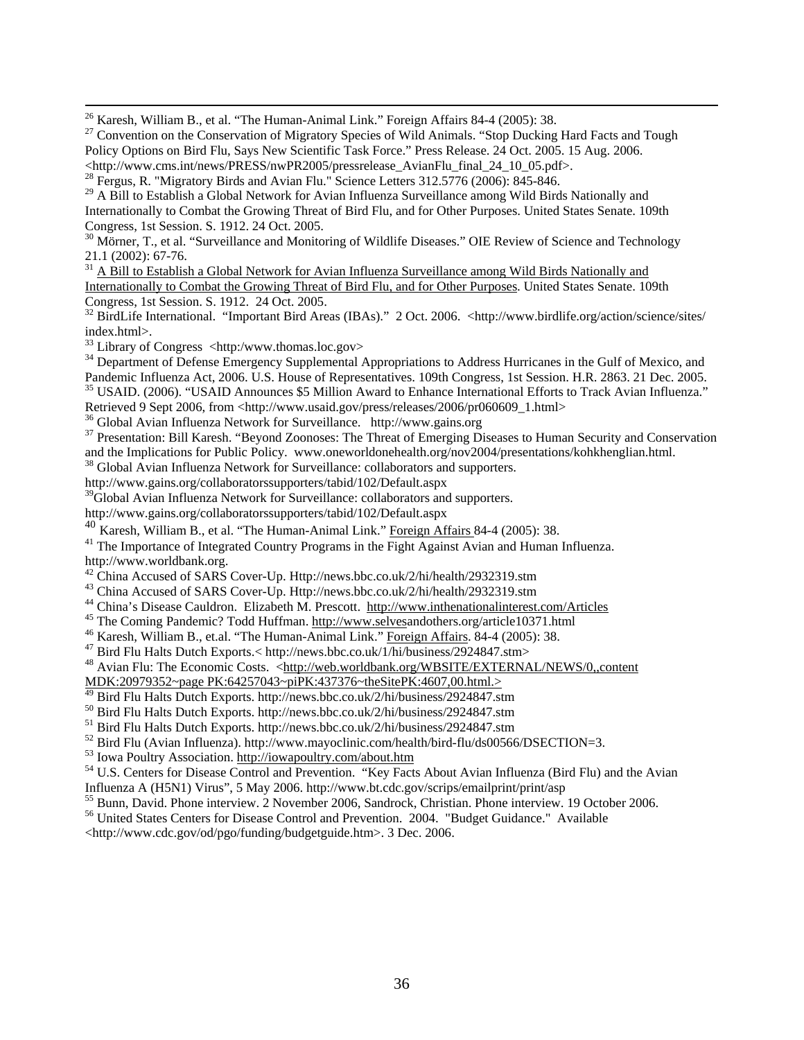[26] Karesh, William B., et al. "The Human-Animal Link." Foreign Affairs 84-4 (2005): 38.

[27] Convention on the Conservation of Migratory Species of Wild Animals. "Stop Ducking Hard Facts and Tough Policy Options on Bird Flu, Says New Scientific Task Force." Press Release. 24 Oct. 2005. 15 Aug. 2006. <http://www.cms.int/news/PRESS/nwPR2005/pressrelease_AvianFlu_final_24_10_05.pdf>.

[28] Fergus, R. "Migratory Birds and Avian Flu." Science Letters 312.5776 (2006): 845-846.

[29] A Bill to Establish a Global Network for Avian Influenza Surveillance among Wild Birds Nationally and Internationally to Combat the Growing Threat of Bird Flu, and for Other Purposes. United States Senate. 109th Congress, 1st Session. S. 1912. 24 Oct. 2005.

[30] Mörner, T., et al. "Surveillance and Monitoring of Wildlife Diseases." OIE Review of Science and Technology 21.1 (2002): 67-76.

[31] A Bill to Establish a Global Network for Avian Influenza Surveillance among Wild Birds Nationally and Internationally to Combat the Growing Threat of Bird Flu, and for Other Purposes. United States Senate. 109th Congress, 1st Session. S. 1912. 24 Oct. 2005.

[32] BirdLife International. "Important Bird Areas (IBAs)." 2 Oct. 2006. <http://www.birdlife.org/action/science/sites/index.html>.

[33] Library of Congress <http:www.thomas.loc.gov>

[34] Department of Defense Emergency Supplemental Appropriations to Address Hurricanes in the Gulf of Mexico, and Pandemic Influenza Act, 2006. U.S. House of Representatives. 109th Congress, 1st Session. H.R. 2863. 21 Dec. 2005.

[35] USAID. (2006). "USAID Announces $5 Million Award to Enhance International Efforts to Track Avian Influenza." Retrieved 9 Sept 2006, from <http://www.usaid.gov/press/releases/2006/pr060609_1.html>

[36] Global Avian Influenza Network for Surveillance. http://www.gains.org

[37] Presentation: Bill Karesh. "Beyond Zoonoses: The Threat of Emerging Diseases to Human Security and Conservation and the Implications for Public Policy. www.oneworldonehealth.org/nov2004/presentations/kohkhenglian.html.

[38] Global Avian Influenza Network for Surveillance: collaborators and supporters. http://www.gains.org/collaboratorssupporters/tabid/102/Default.aspx

[39] Global Avian Influenza Network for Surveillance: collaborators and supporters. http://www.gains.org/collaboratorssupporters/tabid/102/Default.aspx

[40] Karesh, William B., et al. "The Human-Animal Link." Foreign Affairs 84-4 (2005): 38.

[41] The Importance of Integrated Country Programs in the Fight Against Avian and Human Influenza. http://www.worldbank.org.

[42] China Accused of SARS Cover-Up. Http://news.bbc.co.uk/2/hi/health/2932319.stm

[43] China Accused of SARS Cover-Up. Http://news.bbc.co.uk/2/hi/health/2932319.stm

[44] China's Disease Cauldron. Elizabeth M. Prescott. http://www.inthenationalinterest.com/Articles

[45] The Coming Pandemic? Todd Huffman. http://www.selvesandothers.org/article10371.html

[46] Karesh, William B., et.al. "The Human-Animal Link." Foreign Affairs. 84-4 (2005): 38.

[47] Bird Flu Halts Dutch Exports.< http://news.bbc.co.uk/1/hi/business/2924847.stm>

[48] Avian Flu: The Economic Costs. <http://web.worldbank.org/WBSITE/EXTERNAL/NEWS/0,,contentMDK:20979352~page PK:64257043~piPK:437376~theSitePK:4607,00.html.>

[49] Bird Flu Halts Dutch Exports. http://news.bbc.co.uk/2/hi/business/2924847.stm

[50] Bird Flu Halts Dutch Exports. http://news.bbc.co.uk/2/hi/business/2924847.stm

[51] Bird Flu Halts Dutch Exports. http://news.bbc.co.uk/2/hi/business/2924847.stm

[52] Bird Flu (Avian Influenza). http://www.mayoclinic.com/health/bird-flu/ds00566/DSECTION=3.

[53] Iowa Poultry Association. http://iowapoultry.com/about.htm

[54] U.S. Centers for Disease Control and Prevention. "Key Facts About Avian Influenza (Bird Flu) and the Avian Influenza A (H5N1) Virus", 5 May 2006. http://www.bt.cdc.gov/scrips/emailprint/print/asp

[55] Bunn, David. Phone interview. 2 November 2006, Sandrock, Christian. Phone interview. 19 October 2006.

[56] United States Centers for Disease Control and Prevention. 2004. "Budget Guidance." Available <http://www.cdc.gov/od/pgo/funding/budgetguide.htm>. 3 Dec. 2006.